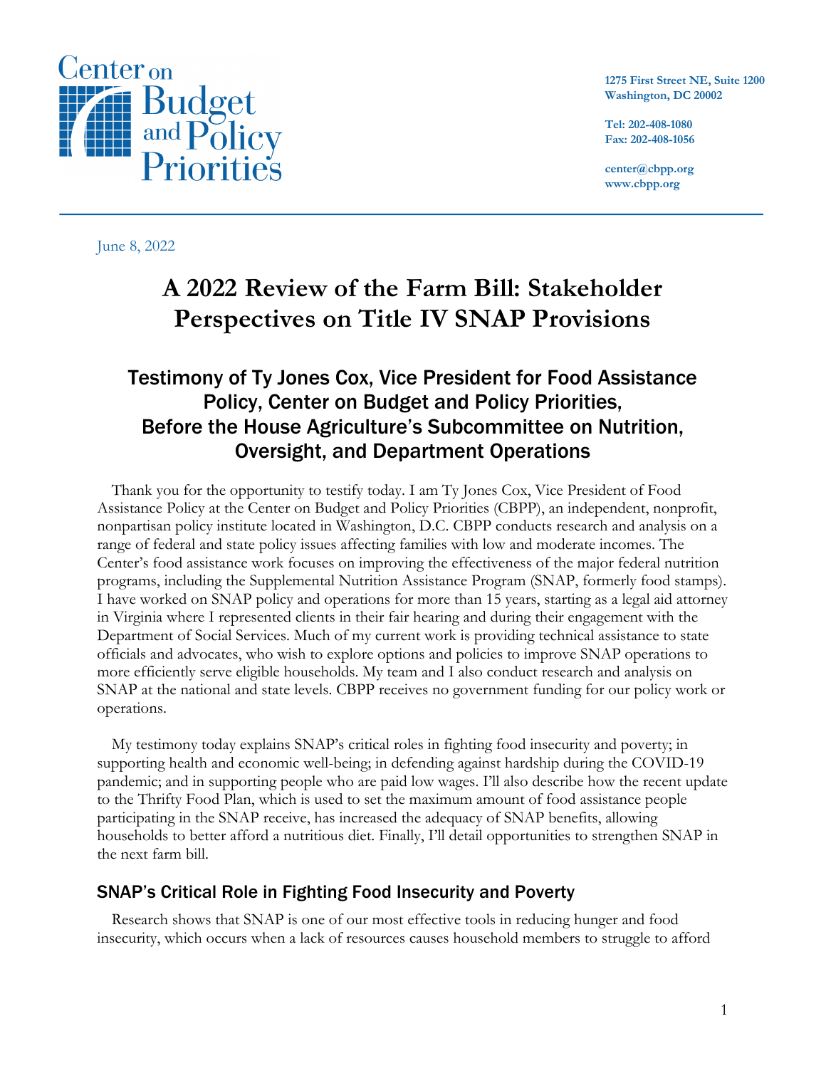Center on Budget and Policy Priorities

**1275 First Street NE, Suite 1200**
**Washington, DC 20002**

**Tel: 202-408-1080**
**Fax: 202-408-1056**

**center@cbpp.org**
**www.cbpp.org**

June 8, 2022

# A 2022 Review of the Farm Bill: Stakeholder Perspectives on Title IV SNAP Provisions

## Testimony of Ty Jones Cox, Vice President for Food Assistance Policy, Center on Budget and Policy Priorities, Before the House Agriculture's Subcommittee on Nutrition, Oversight, and Department Operations

Thank you for the opportunity to testify today. I am Ty Jones Cox, Vice President of Food Assistance Policy at the Center on Budget and Policy Priorities (CBPP), an independent, nonprofit, nonpartisan policy institute located in Washington, D.C. CBPP conducts research and analysis on a range of federal and state policy issues affecting families with low and moderate incomes. The Center's food assistance work focuses on improving the effectiveness of the major federal nutrition programs, including the Supplemental Nutrition Assistance Program (SNAP, formerly food stamps). I have worked on SNAP policy and operations for more than 15 years, starting as a legal aid attorney in Virginia where I represented clients in their fair hearing and during their engagement with the Department of Social Services. Much of my current work is providing technical assistance to state officials and advocates, who wish to explore options and policies to improve SNAP operations to more efficiently serve eligible households. My team and I also conduct research and analysis on SNAP at the national and state levels. CBPP receives no government funding for our policy work or operations.

My testimony today explains SNAP's critical roles in fighting food insecurity and poverty; in supporting health and economic well-being; in defending against hardship during the COVID-19 pandemic; and in supporting people who are paid low wages. I'll also describe how the recent update to the Thrifty Food Plan, which is used to set the maximum amount of food assistance people participating in the SNAP receive, has increased the adequacy of SNAP benefits, allowing households to better afford a nutritious diet. Finally, I'll detail opportunities to strengthen SNAP in the next farm bill.

## SNAP's Critical Role in Fighting Food Insecurity and Poverty

Research shows that SNAP is one of our most effective tools in reducing hunger and food insecurity, which occurs when a lack of resources causes household members to struggle to afford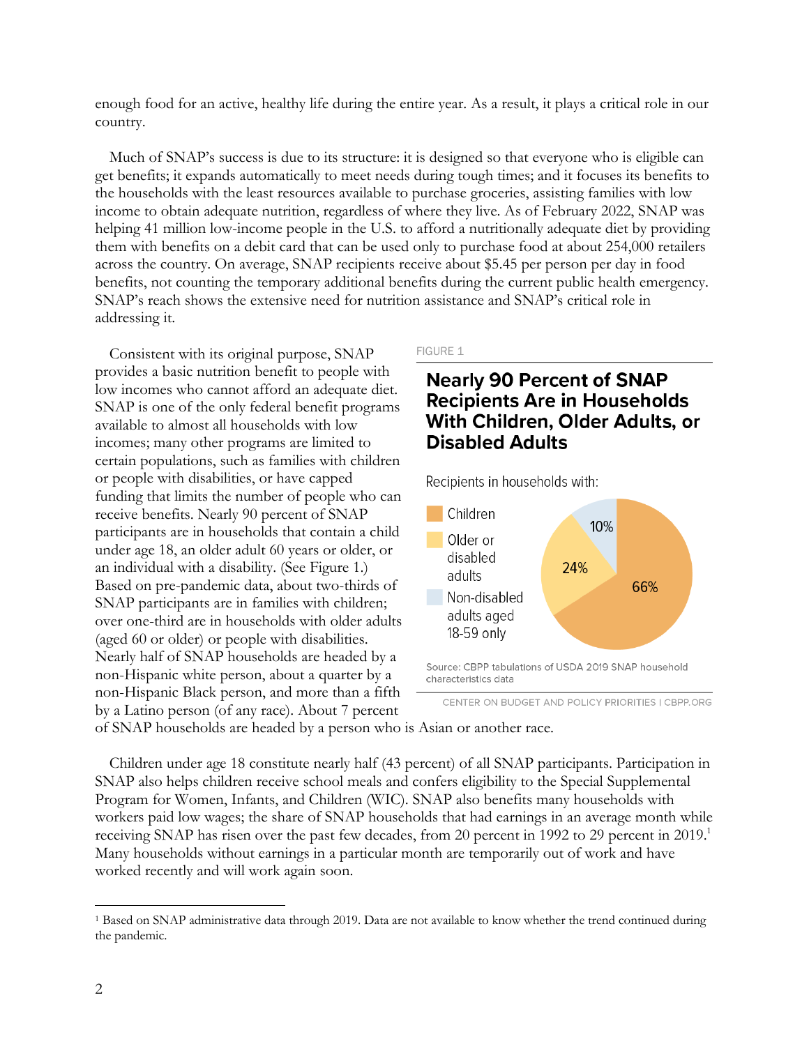enough food for an active, healthy life during the entire year. As a result, it plays a critical role in our country.

Much of SNAP's success is due to its structure: it is designed so that everyone who is eligible can get benefits; it expands automatically to meet needs during tough times; and it focuses its benefits to the households with the least resources available to purchase groceries, assisting families with low income to obtain adequate nutrition, regardless of where they live. As of February 2022, SNAP was helping 41 million low-income people in the U.S. to afford a nutritionally adequate diet by providing them with benefits on a debit card that can be used only to purchase food at about 254,000 retailers across the country. On average, SNAP recipients receive about $5.45 per person per day in food benefits, not counting the temporary additional benefits during the current public health emergency. SNAP's reach shows the extensive need for nutrition assistance and SNAP's critical role in addressing it.

Consistent with its original purpose, SNAP provides a basic nutrition benefit to people with low incomes who cannot afford an adequate diet. SNAP is one of the only federal benefit programs available to almost all households with low incomes; many other programs are limited to certain populations, such as families with children or people with disabilities, or have capped funding that limits the number of people who can receive benefits. Nearly 90 percent of SNAP participants are in households that contain a child under age 18, an older adult 60 years or older, or an individual with a disability. (See Figure 1.) Based on pre-pandemic data, about two-thirds of SNAP participants are in families with children; over one-third are in households with older adults (aged 60 or older) or people with disabilities. Nearly half of SNAP households are headed by a non-Hispanic white person, about a quarter by a non-Hispanic Black person, and more than a fifth by a Latino person (of any race). About 7 percent of SNAP households are headed by a person who is Asian or another race.

FIGURE 1

**Nearly 90 Percent of SNAP Recipients Are in Households With Children, Older Adults, or Disabled Adults**

Recipients in households with:

| Category | Share |
|---|---|
| Children | 66% |
| Older or disabled adults | 24% |
| Non-disabled adults aged 18-59 only | 10% |

Source: CBPP tabulations of USDA 2019 SNAP household characteristics data

CENTER ON BUDGET AND POLICY PRIORITIES | CBPP.ORG

Children under age 18 constitute nearly half (43 percent) of all SNAP participants. Participation in SNAP also helps children receive school meals and confers eligibility to the Special Supplemental Program for Women, Infants, and Children (WIC). SNAP also benefits many households with workers paid low wages; the share of SNAP households that had earnings in an average month while receiving SNAP has risen over the past few decades, from 20 percent in 1992 to 29 percent in 2019.[1] Many households without earnings in a particular month are temporarily out of work and have worked recently and will work again soon.

[1] Based on SNAP administrative data through 2019. Data are not available to know whether the trend continued during the pandemic.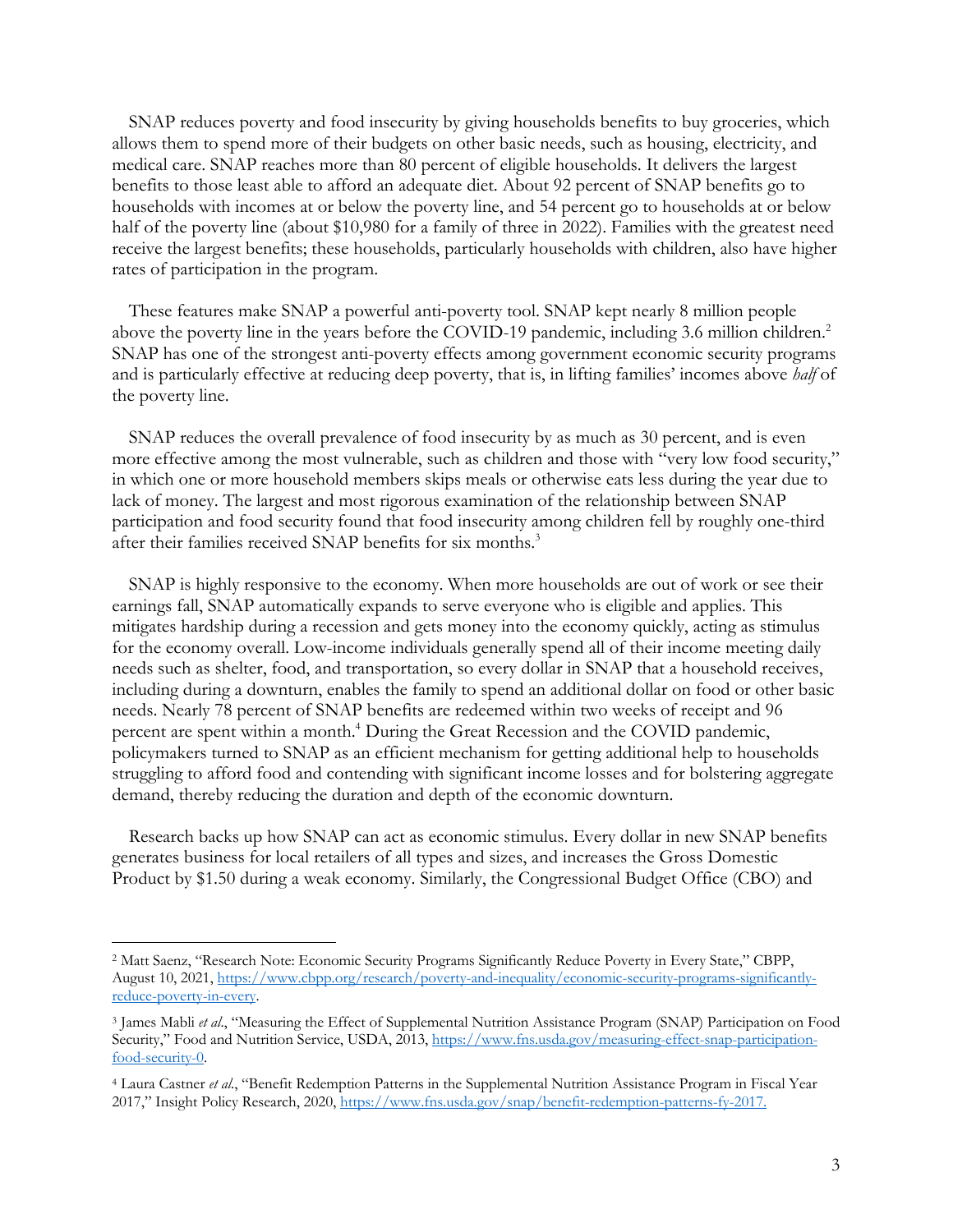SNAP reduces poverty and food insecurity by giving households benefits to buy groceries, which allows them to spend more of their budgets on other basic needs, such as housing, electricity, and medical care. SNAP reaches more than 80 percent of eligible households. It delivers the largest benefits to those least able to afford an adequate diet. About 92 percent of SNAP benefits go to households with incomes at or below the poverty line, and 54 percent go to households at or below half of the poverty line (about $10,980 for a family of three in 2022). Families with the greatest need receive the largest benefits; these households, particularly households with children, also have higher rates of participation in the program.

These features make SNAP a powerful anti-poverty tool. SNAP kept nearly 8 million people above the poverty line in the years before the COVID-19 pandemic, including 3.6 million children.[2] SNAP has one of the strongest anti-poverty effects among government economic security programs and is particularly effective at reducing deep poverty, that is, in lifting families' incomes above *half* of the poverty line.

SNAP reduces the overall prevalence of food insecurity by as much as 30 percent, and is even more effective among the most vulnerable, such as children and those with "very low food security," in which one or more household members skips meals or otherwise eats less during the year due to lack of money. The largest and most rigorous examination of the relationship between SNAP participation and food security found that food insecurity among children fell by roughly one-third after their families received SNAP benefits for six months.[3]

SNAP is highly responsive to the economy. When more households are out of work or see their earnings fall, SNAP automatically expands to serve everyone who is eligible and applies. This mitigates hardship during a recession and gets money into the economy quickly, acting as stimulus for the economy overall. Low-income individuals generally spend all of their income meeting daily needs such as shelter, food, and transportation, so every dollar in SNAP that a household receives, including during a downturn, enables the family to spend an additional dollar on food or other basic needs. Nearly 78 percent of SNAP benefits are redeemed within two weeks of receipt and 96 percent are spent within a month.[4] During the Great Recession and the COVID pandemic, policymakers turned to SNAP as an efficient mechanism for getting additional help to households struggling to afford food and contending with significant income losses and for bolstering aggregate demand, thereby reducing the duration and depth of the economic downturn.

Research backs up how SNAP can act as economic stimulus. Every dollar in new SNAP benefits generates business for local retailers of all types and sizes, and increases the Gross Domestic Product by $1.50 during a weak economy. Similarly, the Congressional Budget Office (CBO) and

---

[2] Matt Saenz, "Research Note: Economic Security Programs Significantly Reduce Poverty in Every State," CBPP, August 10, 2021, https://www.cbpp.org/research/poverty-and-inequality/economic-security-programs-significantly-reduce-poverty-in-every.

[3] James Mabli *et al*., "Measuring the Effect of Supplemental Nutrition Assistance Program (SNAP) Participation on Food Security," Food and Nutrition Service, USDA, 2013, https://www.fns.usda.gov/measuring-effect-snap-participation-food-security-0.

[4] Laura Castner *et al*., "Benefit Redemption Patterns in the Supplemental Nutrition Assistance Program in Fiscal Year 2017," Insight Policy Research, 2020, https://www.fns.usda.gov/snap/benefit-redemption-patterns-fy-2017.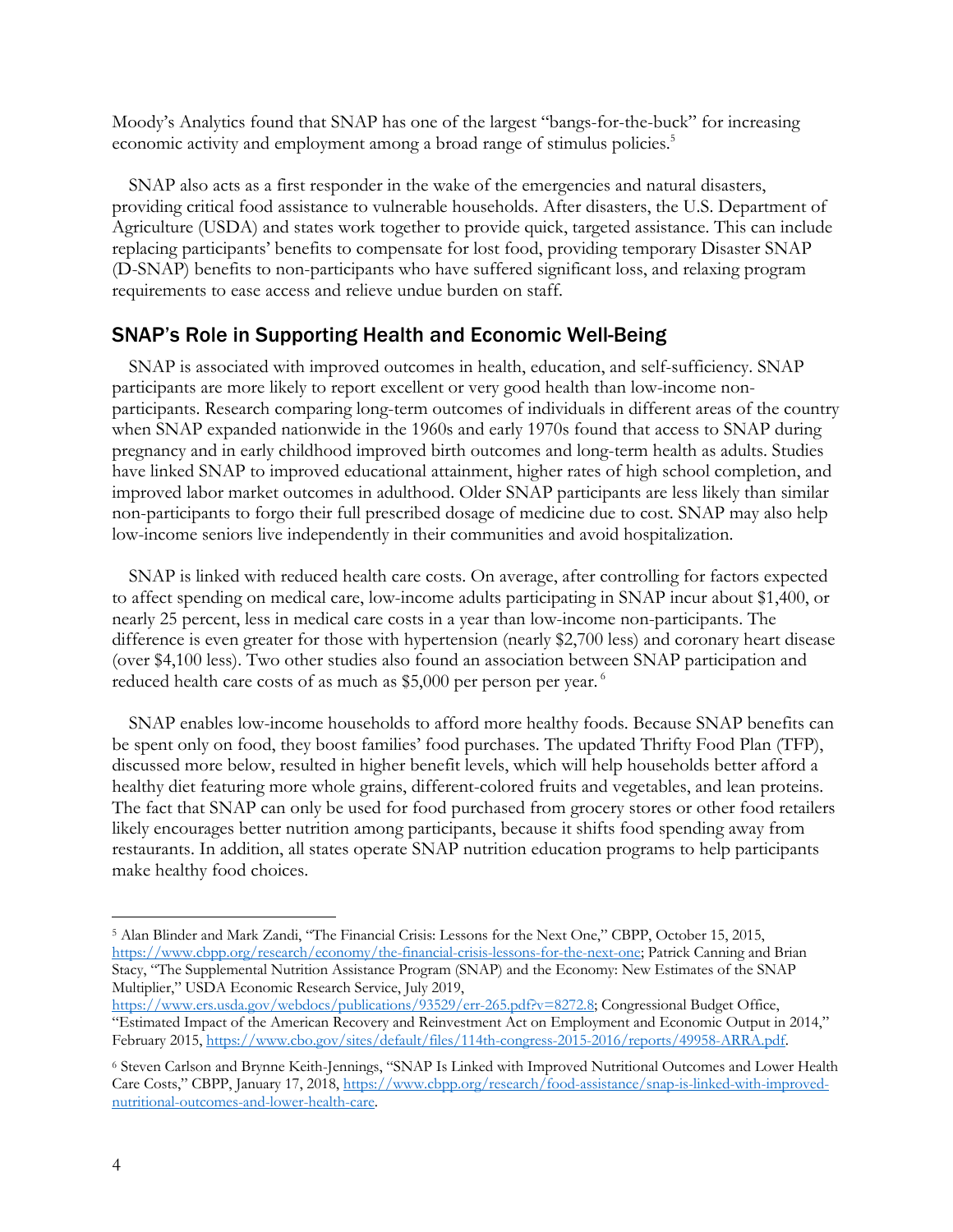Moody's Analytics found that SNAP has one of the largest "bangs-for-the-buck" for increasing economic activity and employment among a broad range of stimulus policies.[5]

SNAP also acts as a first responder in the wake of the emergencies and natural disasters, providing critical food assistance to vulnerable households. After disasters, the U.S. Department of Agriculture (USDA) and states work together to provide quick, targeted assistance. This can include replacing participants' benefits to compensate for lost food, providing temporary Disaster SNAP (D-SNAP) benefits to non-participants who have suffered significant loss, and relaxing program requirements to ease access and relieve undue burden on staff.

## SNAP's Role in Supporting Health and Economic Well-Being

SNAP is associated with improved outcomes in health, education, and self-sufficiency. SNAP participants are more likely to report excellent or very good health than low-income non-participants. Research comparing long-term outcomes of individuals in different areas of the country when SNAP expanded nationwide in the 1960s and early 1970s found that access to SNAP during pregnancy and in early childhood improved birth outcomes and long-term health as adults. Studies have linked SNAP to improved educational attainment, higher rates of high school completion, and improved labor market outcomes in adulthood. Older SNAP participants are less likely than similar non-participants to forgo their full prescribed dosage of medicine due to cost. SNAP may also help low-income seniors live independently in their communities and avoid hospitalization.

SNAP is linked with reduced health care costs. On average, after controlling for factors expected to affect spending on medical care, low-income adults participating in SNAP incur about $1,400, or nearly 25 percent, less in medical care costs in a year than low-income non-participants. The difference is even greater for those with hypertension (nearly $2,700 less) and coronary heart disease (over $4,100 less). Two other studies also found an association between SNAP participation and reduced health care costs of as much as $5,000 per person per year.[6]

SNAP enables low-income households to afford more healthy foods. Because SNAP benefits can be spent only on food, they boost families' food purchases. The updated Thrifty Food Plan (TFP), discussed more below, resulted in higher benefit levels, which will help households better afford a healthy diet featuring more whole grains, different-colored fruits and vegetables, and lean proteins. The fact that SNAP can only be used for food purchased from grocery stores or other food retailers likely encourages better nutrition among participants, because it shifts food spending away from restaurants. In addition, all states operate SNAP nutrition education programs to help participants make healthy food choices.

---

[5] Alan Blinder and Mark Zandi, "The Financial Crisis: Lessons for the Next One," CBPP, October 15, 2015, https://www.cbpp.org/research/economy/the-financial-crisis-lessons-for-the-next-one; Patrick Canning and Brian Stacy, "The Supplemental Nutrition Assistance Program (SNAP) and the Economy: New Estimates of the SNAP Multiplier," USDA Economic Research Service, July 2019, https://www.ers.usda.gov/webdocs/publications/93529/err-265.pdf?v=8272.8; Congressional Budget Office, "Estimated Impact of the American Recovery and Reinvestment Act on Employment and Economic Output in 2014," February 2015, https://www.cbo.gov/sites/default/files/114th-congress-2015-2016/reports/49958-ARRA.pdf.

[6] Steven Carlson and Brynne Keith-Jennings, "SNAP Is Linked with Improved Nutritional Outcomes and Lower Health Care Costs," CBPP, January 17, 2018, https://www.cbpp.org/research/food-assistance/snap-is-linked-with-improved-nutritional-outcomes-and-lower-health-care.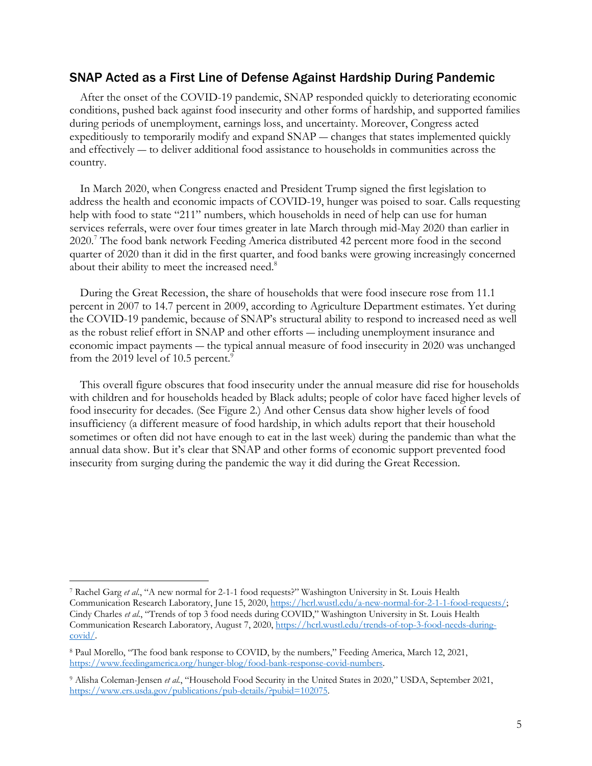## SNAP Acted as a First Line of Defense Against Hardship During Pandemic

After the onset of the COVID-19 pandemic, SNAP responded quickly to deteriorating economic conditions, pushed back against food insecurity and other forms of hardship, and supported families during periods of unemployment, earnings loss, and uncertainty. Moreover, Congress acted expeditiously to temporarily modify and expand SNAP — changes that states implemented quickly and effectively — to deliver additional food assistance to households in communities across the country.

In March 2020, when Congress enacted and President Trump signed the first legislation to address the health and economic impacts of COVID-19, hunger was poised to soar. Calls requesting help with food to state "211" numbers, which households in need of help can use for human services referrals, were over four times greater in late March through mid-May 2020 than earlier in 2020.[7] The food bank network Feeding America distributed 42 percent more food in the second quarter of 2020 than it did in the first quarter, and food banks were growing increasingly concerned about their ability to meet the increased need.[8]

During the Great Recession, the share of households that were food insecure rose from 11.1 percent in 2007 to 14.7 percent in 2009, according to Agriculture Department estimates. Yet during the COVID-19 pandemic, because of SNAP's structural ability to respond to increased need as well as the robust relief effort in SNAP and other efforts — including unemployment insurance and economic impact payments — the typical annual measure of food insecurity in 2020 was unchanged from the 2019 level of 10.5 percent.[9]

This overall figure obscures that food insecurity under the annual measure did rise for households with children and for households headed by Black adults; people of color have faced higher levels of food insecurity for decades. (See Figure 2.) And other Census data show higher levels of food insufficiency (a different measure of food hardship, in which adults report that their household sometimes or often did not have enough to eat in the last week) during the pandemic than what the annual data show. But it's clear that SNAP and other forms of economic support prevented food insecurity from surging during the pandemic the way it did during the Great Recession.

---

[7] Rachel Garg *et al.*, "A new normal for 2-1-1 food requests?" Washington University in St. Louis Health Communication Research Laboratory, June 15, 2020, https://hcrl.wustl.edu/a-new-normal-for-2-1-1-food-requests/; Cindy Charles *et al.*, "Trends of top 3 food needs during COVID," Washington University in St. Louis Health Communication Research Laboratory, August 7, 2020, https://hcrl.wustl.edu/trends-of-top-3-food-needs-during-covid/.

[8] Paul Morello, "The food bank response to COVID, by the numbers," Feeding America, March 12, 2021, https://www.feedingamerica.org/hunger-blog/food-bank-response-covid-numbers.

[9] Alisha Coleman-Jensen *et al.*, "Household Food Security in the United States in 2020," USDA, September 2021, https://www.ers.usda.gov/publications/pub-details/?pubid=102075.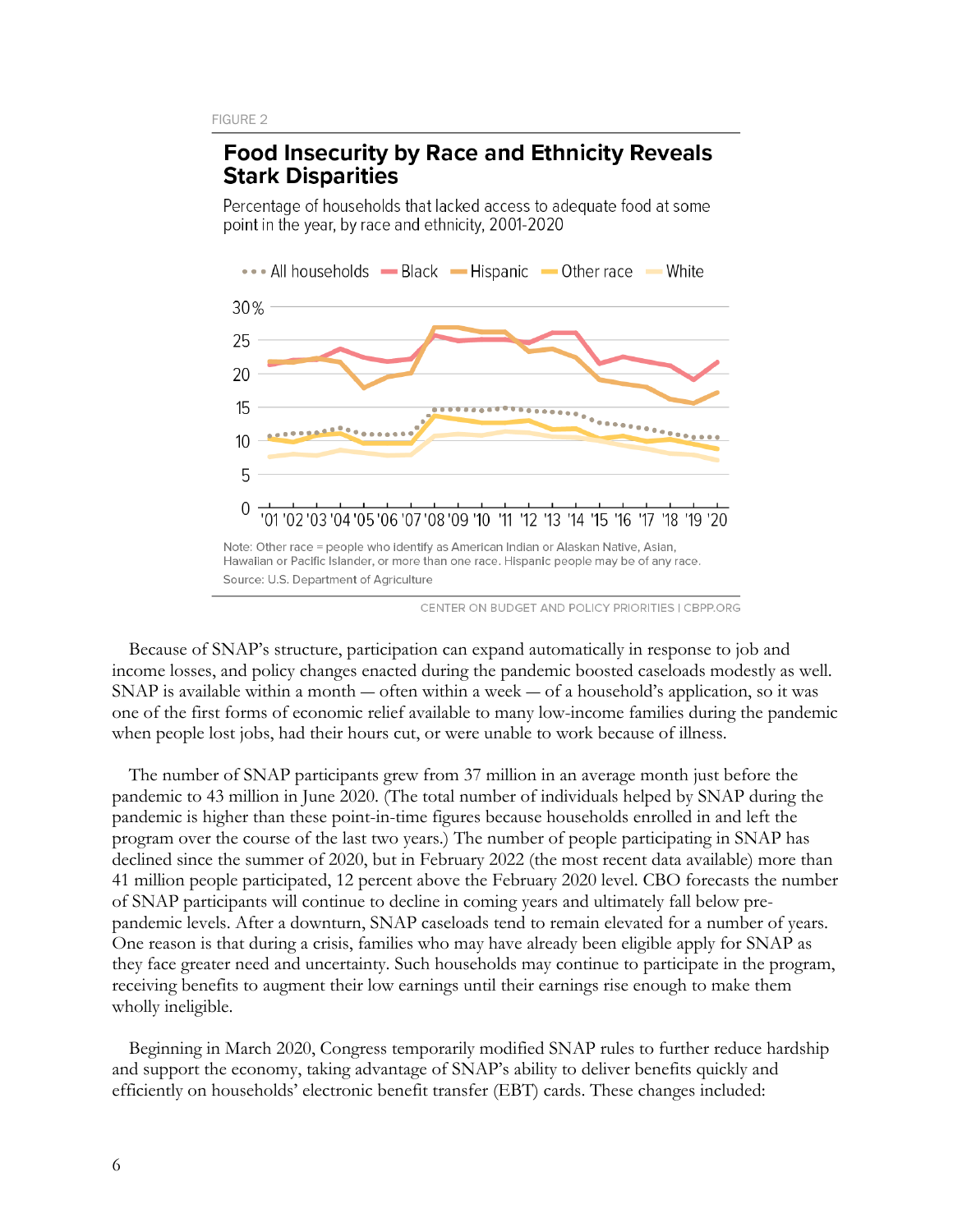FIGURE 2

**Food Insecurity by Race and Ethnicity Reveals Stark Disparities**

Percentage of households that lacked access to adequate food at some point in the year, by race and ethnicity, 2001-2020

Note: Other race = people who identify as American Indian or Alaskan Native, Asian, Hawaiian or Pacific Islander, or more than one race. Hispanic people may be of any race.

Source: U.S. Department of Agriculture

CENTER ON BUDGET AND POLICY PRIORITIES | CBPP.ORG

Because of SNAP's structure, participation can expand automatically in response to job and income losses, and policy changes enacted during the pandemic boosted caseloads modestly as well. SNAP is available within a month — often within a week — of a household's application, so it was one of the first forms of economic relief available to many low-income families during the pandemic when people lost jobs, had their hours cut, or were unable to work because of illness.

The number of SNAP participants grew from 37 million in an average month just before the pandemic to 43 million in June 2020. (The total number of individuals helped by SNAP during the pandemic is higher than these point-in-time figures because households enrolled in and left the program over the course of the last two years.) The number of people participating in SNAP has declined since the summer of 2020, but in February 2022 (the most recent data available) more than 41 million people participated, 12 percent above the February 2020 level. CBO forecasts the number of SNAP participants will continue to decline in coming years and ultimately fall below pre-pandemic levels. After a downturn, SNAP caseloads tend to remain elevated for a number of years. One reason is that during a crisis, families who may have already been eligible apply for SNAP as they face greater need and uncertainty. Such households may continue to participate in the program, receiving benefits to augment their low earnings until their earnings rise enough to make them wholly ineligible.

Beginning in March 2020, Congress temporarily modified SNAP rules to further reduce hardship and support the economy, taking advantage of SNAP's ability to deliver benefits quickly and efficiently on households' electronic benefit transfer (EBT) cards. These changes included: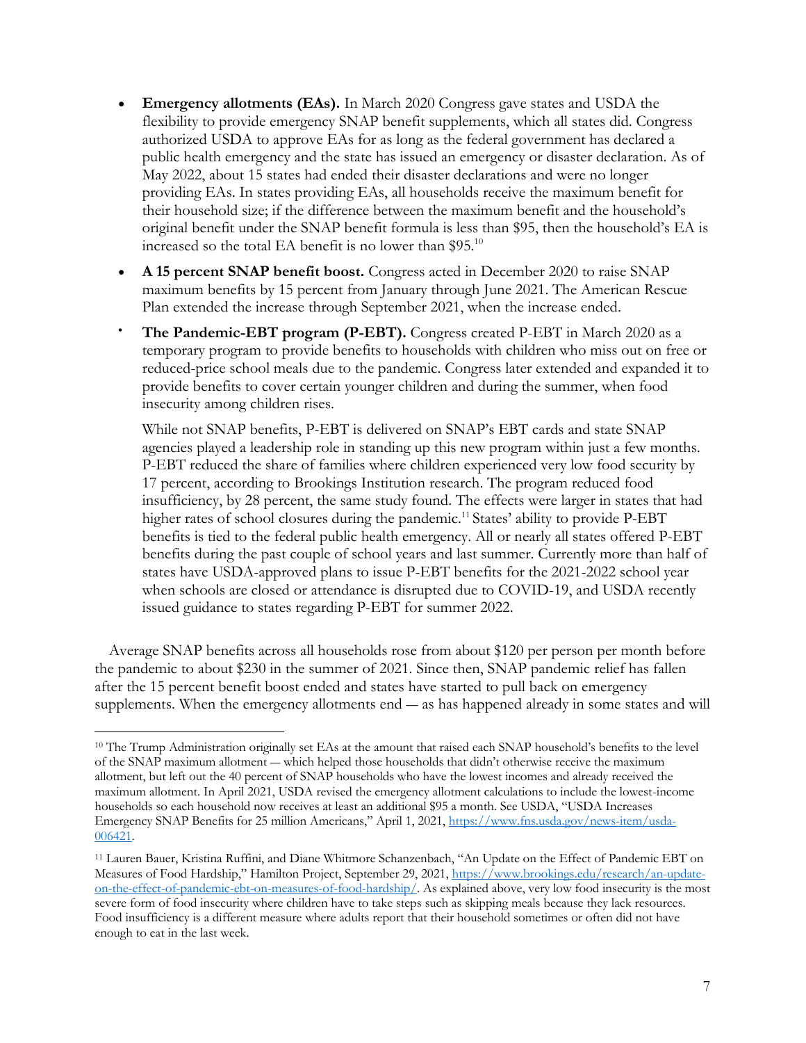- **Emergency allotments (EAs).** In March 2020 Congress gave states and USDA the flexibility to provide emergency SNAP benefit supplements, which all states did. Congress authorized USDA to approve EAs for as long as the federal government has declared a public health emergency and the state has issued an emergency or disaster declaration. As of May 2022, about 15 states had ended their disaster declarations and were no longer providing EAs. In states providing EAs, all households receive the maximum benefit for their household size; if the difference between the maximum benefit and the household's original benefit under the SNAP benefit formula is less than $95, then the household's EA is increased so the total EA benefit is no lower than $95.[10]
- **A 15 percent SNAP benefit boost.** Congress acted in December 2020 to raise SNAP maximum benefits by 15 percent from January through June 2021. The American Rescue Plan extended the increase through September 2021, when the increase ended.
- **The Pandemic-EBT program (P-EBT).** Congress created P-EBT in March 2020 as a temporary program to provide benefits to households with children who miss out on free or reduced-price school meals due to the pandemic. Congress later extended and expanded it to provide benefits to cover certain younger children and during the summer, when food insecurity among children rises.

  While not SNAP benefits, P-EBT is delivered on SNAP's EBT cards and state SNAP agencies played a leadership role in standing up this new program within just a few months. P-EBT reduced the share of families where children experienced very low food security by 17 percent, according to Brookings Institution research. The program reduced food insufficiency, by 28 percent, the same study found. The effects were larger in states that had higher rates of school closures during the pandemic.[11] States' ability to provide P-EBT benefits is tied to the federal public health emergency. All or nearly all states offered P-EBT benefits during the past couple of school years and last summer. Currently more than half of states have USDA-approved plans to issue P-EBT benefits for the 2021-2022 school year when schools are closed or attendance is disrupted due to COVID-19, and USDA recently issued guidance to states regarding P-EBT for summer 2022.

Average SNAP benefits across all households rose from about $120 per person per month before the pandemic to about $230 in the summer of 2021. Since then, SNAP pandemic relief has fallen after the 15 percent benefit boost ended and states have started to pull back on emergency supplements. When the emergency allotments end — as has happened already in some states and will

---

[10] The Trump Administration originally set EAs at the amount that raised each SNAP household's benefits to the level of the SNAP maximum allotment — which helped those households that didn't otherwise receive the maximum allotment, but left out the 40 percent of SNAP households who have the lowest incomes and already received the maximum allotment. In April 2021, USDA revised the emergency allotment calculations to include the lowest-income households so each household now receives at least an additional $95 a month. See USDA, "USDA Increases Emergency SNAP Benefits for 25 million Americans," April 1, 2021, https://www.fns.usda.gov/news-item/usda-006421.

[11] Lauren Bauer, Kristina Ruffini, and Diane Whitmore Schanzenbach, "An Update on the Effect of Pandemic EBT on Measures of Food Hardship," Hamilton Project, September 29, 2021, https://www.brookings.edu/research/an-update-on-the-effect-of-pandemic-ebt-on-measures-of-food-hardship/. As explained above, very low food insecurity is the most severe form of food insecurity where children have to take steps such as skipping meals because they lack resources. Food insufficiency is a different measure where adults report that their household sometimes or often did not have enough to eat in the last week.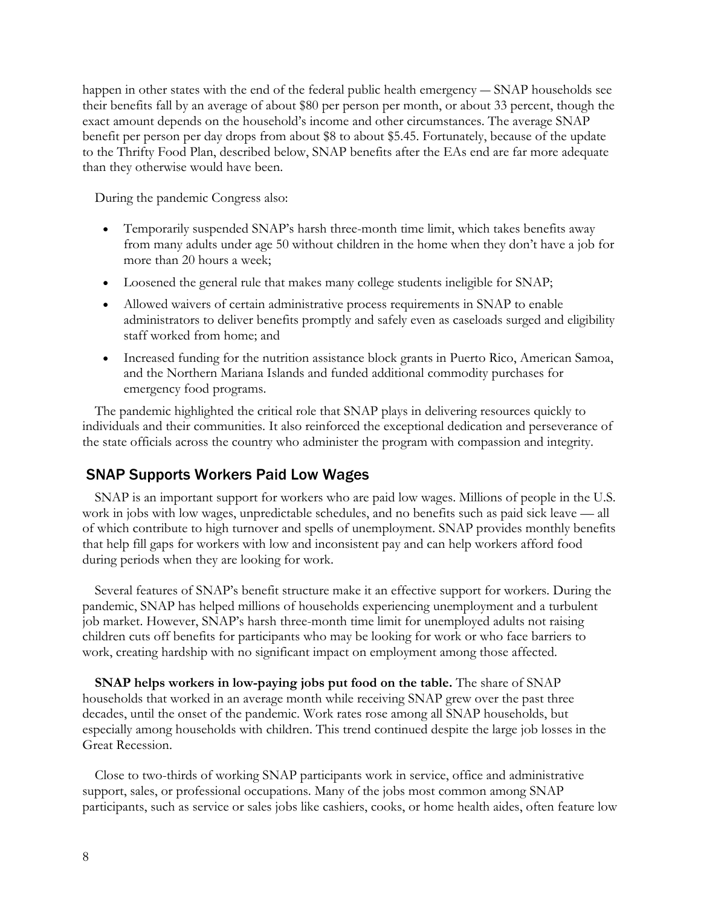happen in other states with the end of the federal public health emergency — SNAP households see their benefits fall by an average of about $80 per person per month, or about 33 percent, though the exact amount depends on the household's income and other circumstances. The average SNAP benefit per person per day drops from about $8 to about $5.45. Fortunately, because of the update to the Thrifty Food Plan, described below, SNAP benefits after the EAs end are far more adequate than they otherwise would have been.

During the pandemic Congress also:

- Temporarily suspended SNAP's harsh three-month time limit, which takes benefits away from many adults under age 50 without children in the home when they don't have a job for more than 20 hours a week;
- Loosened the general rule that makes many college students ineligible for SNAP;
- Allowed waivers of certain administrative process requirements in SNAP to enable administrators to deliver benefits promptly and safely even as caseloads surged and eligibility staff worked from home; and
- Increased funding for the nutrition assistance block grants in Puerto Rico, American Samoa, and the Northern Mariana Islands and funded additional commodity purchases for emergency food programs.

The pandemic highlighted the critical role that SNAP plays in delivering resources quickly to individuals and their communities. It also reinforced the exceptional dedication and perseverance of the state officials across the country who administer the program with compassion and integrity.

## SNAP Supports Workers Paid Low Wages

SNAP is an important support for workers who are paid low wages. Millions of people in the U.S. work in jobs with low wages, unpredictable schedules, and no benefits such as paid sick leave — all of which contribute to high turnover and spells of unemployment. SNAP provides monthly benefits that help fill gaps for workers with low and inconsistent pay and can help workers afford food during periods when they are looking for work.

Several features of SNAP's benefit structure make it an effective support for workers. During the pandemic, SNAP has helped millions of households experiencing unemployment and a turbulent job market. However, SNAP's harsh three-month time limit for unemployed adults not raising children cuts off benefits for participants who may be looking for work or who face barriers to work, creating hardship with no significant impact on employment among those affected.

**SNAP helps workers in low-paying jobs put food on the table.** The share of SNAP households that worked in an average month while receiving SNAP grew over the past three decades, until the onset of the pandemic. Work rates rose among all SNAP households, but especially among households with children. This trend continued despite the large job losses in the Great Recession.

Close to two-thirds of working SNAP participants work in service, office and administrative support, sales, or professional occupations. Many of the jobs most common among SNAP participants, such as service or sales jobs like cashiers, cooks, or home health aides, often feature low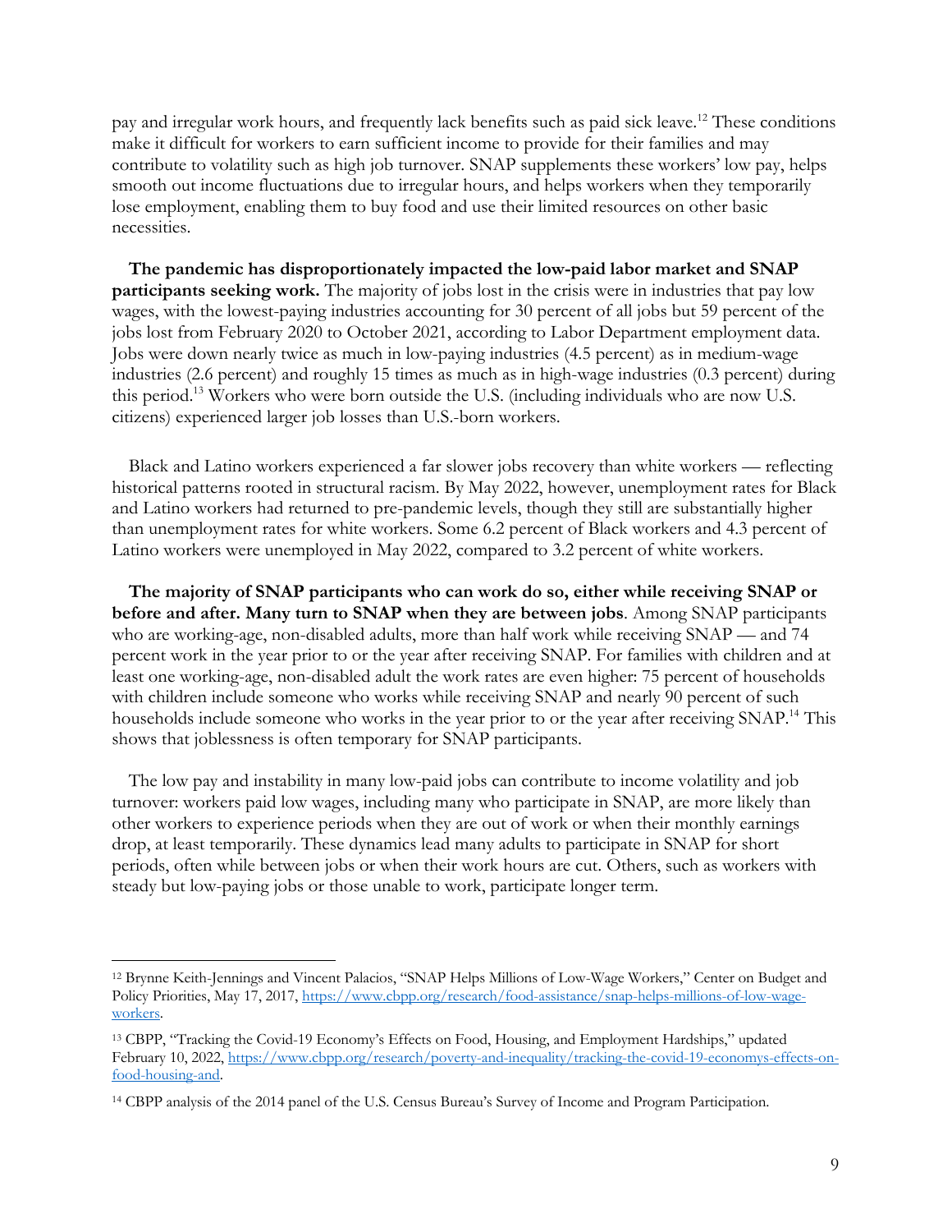pay and irregular work hours, and frequently lack benefits such as paid sick leave.[12] These conditions make it difficult for workers to earn sufficient income to provide for their families and may contribute to volatility such as high job turnover. SNAP supplements these workers' low pay, helps smooth out income fluctuations due to irregular hours, and helps workers when they temporarily lose employment, enabling them to buy food and use their limited resources on other basic necessities.

**The pandemic has disproportionately impacted the low-paid labor market and SNAP participants seeking work.** The majority of jobs lost in the crisis were in industries that pay low wages, with the lowest-paying industries accounting for 30 percent of all jobs but 59 percent of the jobs lost from February 2020 to October 2021, according to Labor Department employment data. Jobs were down nearly twice as much in low-paying industries (4.5 percent) as in medium-wage industries (2.6 percent) and roughly 15 times as much as in high-wage industries (0.3 percent) during this period.[13] Workers who were born outside the U.S. (including individuals who are now U.S. citizens) experienced larger job losses than U.S.-born workers.

Black and Latino workers experienced a far slower jobs recovery than white workers — reflecting historical patterns rooted in structural racism. By May 2022, however, unemployment rates for Black and Latino workers had returned to pre-pandemic levels, though they still are substantially higher than unemployment rates for white workers. Some 6.2 percent of Black workers and 4.3 percent of Latino workers were unemployed in May 2022, compared to 3.2 percent of white workers.

**The majority of SNAP participants who can work do so, either while receiving SNAP or before and after. Many turn to SNAP when they are between jobs**. Among SNAP participants who are working-age, non-disabled adults, more than half work while receiving SNAP — and 74 percent work in the year prior to or the year after receiving SNAP. For families with children and at least one working-age, non-disabled adult the work rates are even higher: 75 percent of households with children include someone who works while receiving SNAP and nearly 90 percent of such households include someone who works in the year prior to or the year after receiving SNAP.[14] This shows that joblessness is often temporary for SNAP participants.

The low pay and instability in many low-paid jobs can contribute to income volatility and job turnover: workers paid low wages, including many who participate in SNAP, are more likely than other workers to experience periods when they are out of work or when their monthly earnings drop, at least temporarily. These dynamics lead many adults to participate in SNAP for short periods, often while between jobs or when their work hours are cut. Others, such as workers with steady but low-paying jobs or those unable to work, participate longer term.

---

[12] Brynne Keith-Jennings and Vincent Palacios, "SNAP Helps Millions of Low-Wage Workers," Center on Budget and Policy Priorities, May 17, 2017, https://www.cbpp.org/research/food-assistance/snap-helps-millions-of-low-wage-workers.

[13] CBPP, "Tracking the Covid-19 Economy's Effects on Food, Housing, and Employment Hardships," updated February 10, 2022, https://www.cbpp.org/research/poverty-and-inequality/tracking-the-covid-19-economys-effects-on-food-housing-and.

[14] CBPP analysis of the 2014 panel of the U.S. Census Bureau's Survey of Income and Program Participation.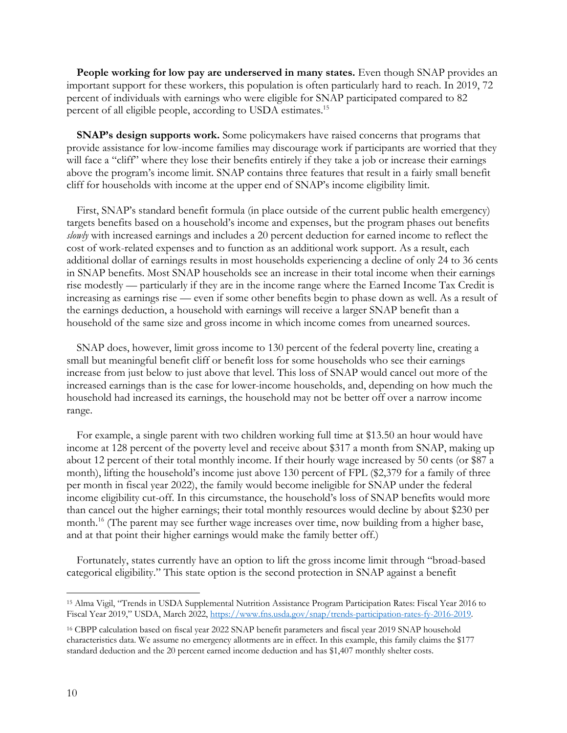**People working for low pay are underserved in many states.** Even though SNAP provides an important support for these workers, this population is often particularly hard to reach. In 2019, 72 percent of individuals with earnings who were eligible for SNAP participated compared to 82 percent of all eligible people, according to USDA estimates.[15]

**SNAP's design supports work.** Some policymakers have raised concerns that programs that provide assistance for low-income families may discourage work if participants are worried that they will face a "cliff" where they lose their benefits entirely if they take a job or increase their earnings above the program's income limit. SNAP contains three features that result in a fairly small benefit cliff for households with income at the upper end of SNAP's income eligibility limit.

First, SNAP's standard benefit formula (in place outside of the current public health emergency) targets benefits based on a household's income and expenses, but the program phases out benefits *slowly* with increased earnings and includes a 20 percent deduction for earned income to reflect the cost of work-related expenses and to function as an additional work support. As a result, each additional dollar of earnings results in most households experiencing a decline of only 24 to 36 cents in SNAP benefits. Most SNAP households see an increase in their total income when their earnings rise modestly — particularly if they are in the income range where the Earned Income Tax Credit is increasing as earnings rise — even if some other benefits begin to phase down as well. As a result of the earnings deduction, a household with earnings will receive a larger SNAP benefit than a household of the same size and gross income in which income comes from unearned sources.

SNAP does, however, limit gross income to 130 percent of the federal poverty line, creating a small but meaningful benefit cliff or benefit loss for some households who see their earnings increase from just below to just above that level. This loss of SNAP would cancel out more of the increased earnings than is the case for lower-income households, and, depending on how much the household had increased its earnings, the household may not be better off over a narrow income range.

For example, a single parent with two children working full time at $13.50 an hour would have income at 128 percent of the poverty level and receive about $317 a month from SNAP, making up about 12 percent of their total monthly income. If their hourly wage increased by 50 cents (or $87 a month), lifting the household's income just above 130 percent of FPL ($2,379 for a family of three per month in fiscal year 2022), the family would become ineligible for SNAP under the federal income eligibility cut-off. In this circumstance, the household's loss of SNAP benefits would more than cancel out the higher earnings; their total monthly resources would decline by about $230 per month.[16] (The parent may see further wage increases over time, now building from a higher base, and at that point their higher earnings would make the family better off.)

Fortunately, states currently have an option to lift the gross income limit through "broad-based categorical eligibility." This state option is the second protection in SNAP against a benefit

---

[15] Alma Vigil, "Trends in USDA Supplemental Nutrition Assistance Program Participation Rates: Fiscal Year 2016 to Fiscal Year 2019," USDA, March 2022, https://www.fns.usda.gov/snap/trends-participation-rates-fy-2016-2019.

[16] CBPP calculation based on fiscal year 2022 SNAP benefit parameters and fiscal year 2019 SNAP household characteristics data. We assume no emergency allotments are in effect. In this example, this family claims the $177 standard deduction and the 20 percent earned income deduction and has $1,407 monthly shelter costs.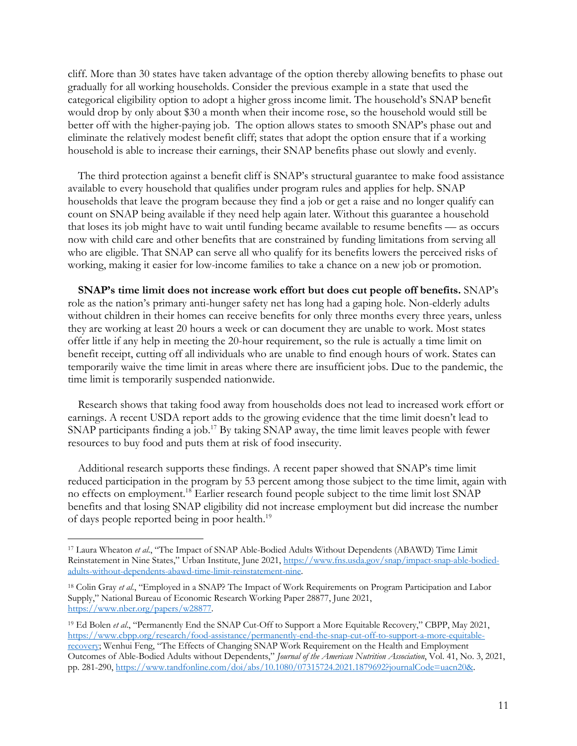cliff. More than 30 states have taken advantage of the option thereby allowing benefits to phase out gradually for all working households. Consider the previous example in a state that used the categorical eligibility option to adopt a higher gross income limit. The household's SNAP benefit would drop by only about $30 a month when their income rose, so the household would still be better off with the higher-paying job. The option allows states to smooth SNAP's phase out and eliminate the relatively modest benefit cliff; states that adopt the option ensure that if a working household is able to increase their earnings, their SNAP benefits phase out slowly and evenly.

The third protection against a benefit cliff is SNAP's structural guarantee to make food assistance available to every household that qualifies under program rules and applies for help. SNAP households that leave the program because they find a job or get a raise and no longer qualify can count on SNAP being available if they need help again later. Without this guarantee a household that loses its job might have to wait until funding became available to resume benefits — as occurs now with child care and other benefits that are constrained by funding limitations from serving all who are eligible. That SNAP can serve all who qualify for its benefits lowers the perceived risks of working, making it easier for low-income families to take a chance on a new job or promotion.

**SNAP's time limit does not increase work effort but does cut people off benefits.** SNAP's role as the nation's primary anti-hunger safety net has long had a gaping hole. Non-elderly adults without children in their homes can receive benefits for only three months every three years, unless they are working at least 20 hours a week or can document they are unable to work. Most states offer little if any help in meeting the 20-hour requirement, so the rule is actually a time limit on benefit receipt, cutting off all individuals who are unable to find enough hours of work. States can temporarily waive the time limit in areas where there are insufficient jobs. Due to the pandemic, the time limit is temporarily suspended nationwide.

Research shows that taking food away from households does not lead to increased work effort or earnings. A recent USDA report adds to the growing evidence that the time limit doesn't lead to SNAP participants finding a job.[17] By taking SNAP away, the time limit leaves people with fewer resources to buy food and puts them at risk of food insecurity.

Additional research supports these findings. A recent paper showed that SNAP's time limit reduced participation in the program by 53 percent among those subject to the time limit, again with no effects on employment.[18] Earlier research found people subject to the time limit lost SNAP benefits and that losing SNAP eligibility did not increase employment but did increase the number of days people reported being in poor health.[19]

---

[17] Laura Wheaton *et al.*, "The Impact of SNAP Able-Bodied Adults Without Dependents (ABAWD) Time Limit Reinstatement in Nine States," Urban Institute, June 2021, https://www.fns.usda.gov/snap/impact-snap-able-bodied-adults-without-dependents-abawd-time-limit-reinstatement-nine.

[18] Colin Gray *et al.*, "Employed in a SNAP? The Impact of Work Requirements on Program Participation and Labor Supply," National Bureau of Economic Research Working Paper 28877, June 2021, https://www.nber.org/papers/w28877.

[19] Ed Bolen *et al.*, "Permanently End the SNAP Cut-Off to Support a More Equitable Recovery," CBPP, May 2021, https://www.cbpp.org/research/food-assistance/permanently-end-the-snap-cut-off-to-support-a-more-equitable-recovery; Wenhui Feng, "The Effects of Changing SNAP Work Requirement on the Health and Employment Outcomes of Able-Bodied Adults without Dependents," *Journal of the American Nutrition Association*, Vol. 41, No. 3, 2021, pp. 281-290, https://www.tandfonline.com/doi/abs/10.1080/07315724.2021.1879692?journalCode=uacn20&.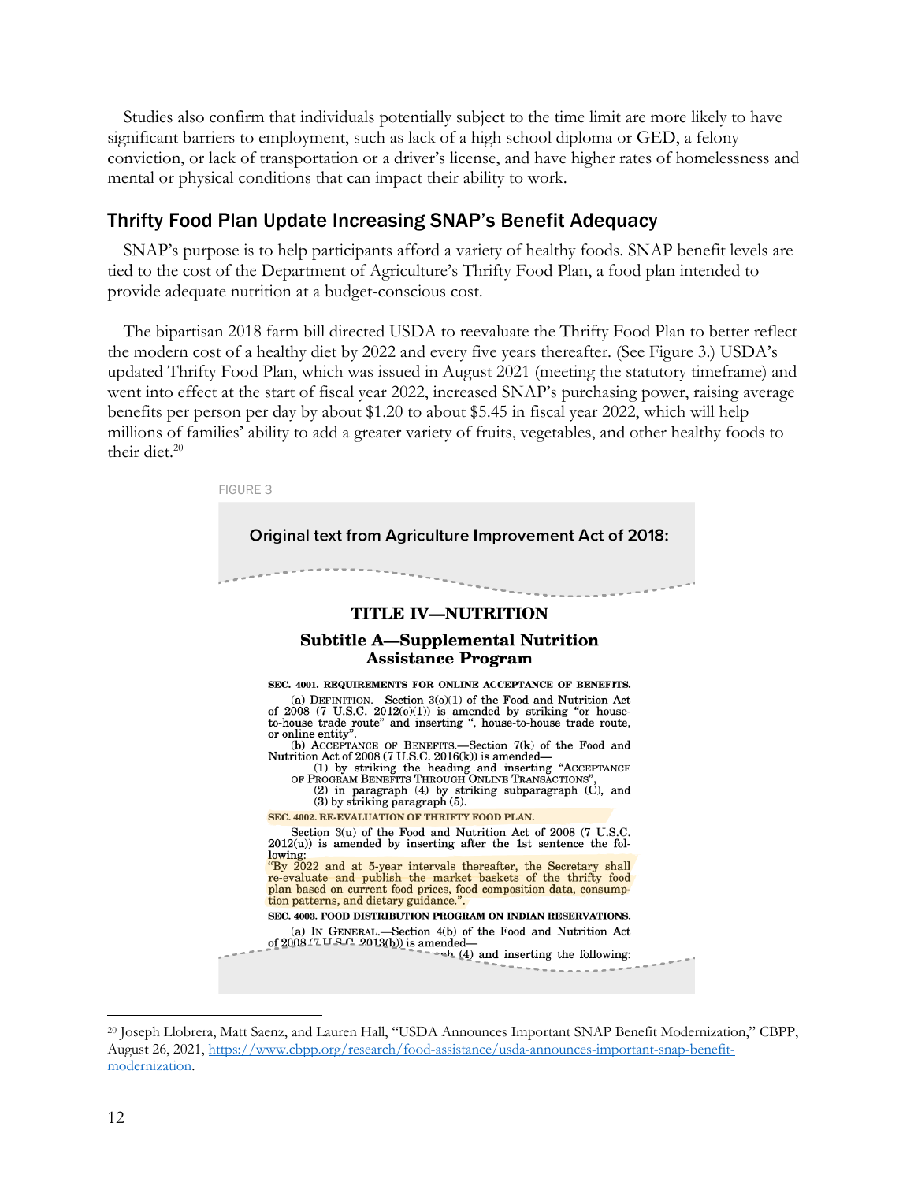Studies also confirm that individuals potentially subject to the time limit are more likely to have significant barriers to employment, such as lack of a high school diploma or GED, a felony conviction, or lack of transportation or a driver's license, and have higher rates of homelessness and mental or physical conditions that can impact their ability to work.

## Thrifty Food Plan Update Increasing SNAP's Benefit Adequacy

SNAP's purpose is to help participants afford a variety of healthy foods. SNAP benefit levels are tied to the cost of the Department of Agriculture's Thrifty Food Plan, a food plan intended to provide adequate nutrition at a budget-conscious cost.

The bipartisan 2018 farm bill directed USDA to reevaluate the Thrifty Food Plan to better reflect the modern cost of a healthy diet by 2022 and every five years thereafter. (See Figure 3.) USDA's updated Thrifty Food Plan, which was issued in August 2021 (meeting the statutory timeframe) and went into effect at the start of fiscal year 2022, increased SNAP's purchasing power, raising average benefits per person per day by about $1.20 to about $5.45 in fiscal year 2022, which will help millions of families' ability to add a greater variety of fruits, vegetables, and other healthy foods to their diet.[20]

FIGURE 3

**Original text from Agriculture Improvement Act of 2018:**

**TITLE IV—NUTRITION**

**Subtitle A—Supplemental Nutrition Assistance Program**

**SEC. 4001. REQUIREMENTS FOR ONLINE ACCEPTANCE OF BENEFITS.**

(a) DEFINITION.—Section 3(o)(1) of the Food and Nutrition Act of 2008 (7 U.S.C. 2012(o)(1)) is amended by striking "or house-to-house trade route" and inserting ", house-to-house trade route, or online entity".

(b) ACCEPTANCE OF BENEFITS.—Section 7(k) of the Food and Nutrition Act of 2008 (7 U.S.C. 2016(k)) is amended—

(1) by striking the heading and inserting "ACCEPTANCE OF PROGRAM BENEFITS THROUGH ONLINE TRANSACTIONS",

(2) in paragraph (4) by striking subparagraph (C), and

(3) by striking paragraph (5).

**SEC. 4002. RE-EVALUATION OF THRIFTY FOOD PLAN.**

Section 3(u) of the Food and Nutrition Act of 2008 (7 U.S.C. 2012(u)) is amended by inserting after the 1st sentence the following:

"By 2022 and at 5-year intervals thereafter, the Secretary shall re-evaluate and publish the market baskets of the thrifty food plan based on current food prices, food composition data, consumption patterns, and dietary guidance.".

**SEC. 4003. FOOD DISTRIBUTION PROGRAM ON INDIAN RESERVATIONS.**

(a) IN GENERAL.—Section 4(b) of the Food and Nutrition Act of 2008 (7 U.S.C. 2013(b)) is amended—

...ph (4) and inserting the following:

---

[20] Joseph Llobrera, Matt Saenz, and Lauren Hall, "USDA Announces Important SNAP Benefit Modernization," CBPP, August 26, 2021, https://www.cbpp.org/research/food-assistance/usda-announces-important-snap-benefit-modernization.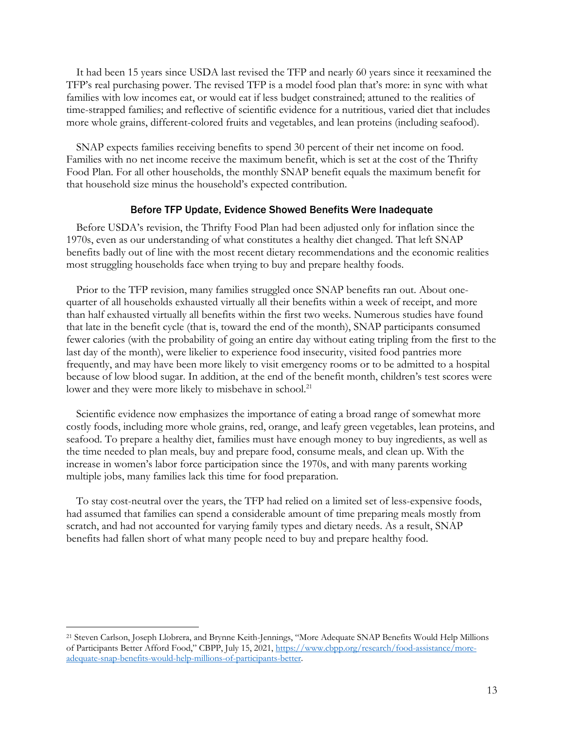It had been 15 years since USDA last revised the TFP and nearly 60 years since it reexamined the TFP's real purchasing power. The revised TFP is a model food plan that's more: in sync with what families with low incomes eat, or would eat if less budget constrained; attuned to the realities of time-strapped families; and reflective of scientific evidence for a nutritious, varied diet that includes more whole grains, different-colored fruits and vegetables, and lean proteins (including seafood).

SNAP expects families receiving benefits to spend 30 percent of their net income on food. Families with no net income receive the maximum benefit, which is set at the cost of the Thrifty Food Plan. For all other households, the monthly SNAP benefit equals the maximum benefit for that household size minus the household's expected contribution.

## Before TFP Update, Evidence Showed Benefits Were Inadequate

Before USDA's revision, the Thrifty Food Plan had been adjusted only for inflation since the 1970s, even as our understanding of what constitutes a healthy diet changed. That left SNAP benefits badly out of line with the most recent dietary recommendations and the economic realities most struggling households face when trying to buy and prepare healthy foods.

Prior to the TFP revision, many families struggled once SNAP benefits ran out. About one-quarter of all households exhausted virtually all their benefits within a week of receipt, and more than half exhausted virtually all benefits within the first two weeks. Numerous studies have found that late in the benefit cycle (that is, toward the end of the month), SNAP participants consumed fewer calories (with the probability of going an entire day without eating tripling from the first to the last day of the month), were likelier to experience food insecurity, visited food pantries more frequently, and may have been more likely to visit emergency rooms or to be admitted to a hospital because of low blood sugar. In addition, at the end of the benefit month, children's test scores were lower and they were more likely to misbehave in school.[21]

Scientific evidence now emphasizes the importance of eating a broad range of somewhat more costly foods, including more whole grains, red, orange, and leafy green vegetables, lean proteins, and seafood. To prepare a healthy diet, families must have enough money to buy ingredients, as well as the time needed to plan meals, buy and prepare food, consume meals, and clean up. With the increase in women's labor force participation since the 1970s, and with many parents working multiple jobs, many families lack this time for food preparation.

To stay cost-neutral over the years, the TFP had relied on a limited set of less-expensive foods, had assumed that families can spend a considerable amount of time preparing meals mostly from scratch, and had not accounted for varying family types and dietary needs. As a result, SNAP benefits had fallen short of what many people need to buy and prepare healthy food.

---

[21] Steven Carlson, Joseph Llobrera, and Brynne Keith-Jennings, "More Adequate SNAP Benefits Would Help Millions of Participants Better Afford Food," CBPP, July 15, 2021, https://www.cbpp.org/research/food-assistance/more-adequate-snap-benefits-would-help-millions-of-participants-better.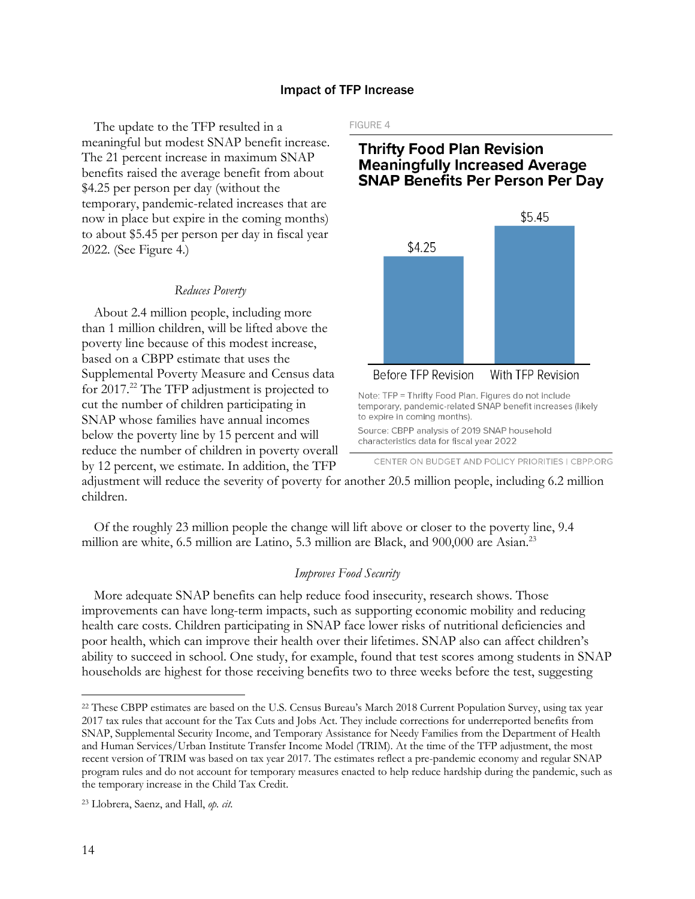### Impact of TFP Increase

The update to the TFP resulted in a meaningful but modest SNAP benefit increase. The 21 percent increase in maximum SNAP benefits raised the average benefit from about $4.25 per person per day (without the temporary, pandemic-related increases that are now in place but expire in the coming months) to about $5.45 per person per day in fiscal year 2022. (See Figure 4.)

FIGURE 4

**Thrifty Food Plan Revision Meaningfully Increased Average SNAP Benefits Per Person Per Day**

| | Before TFP Revision | With TFP Revision |
| --- | --- | --- |
| Average SNAP benefit per person per day | $4.25 | $5.45 |

Note: TFP = Thrifty Food Plan. Figures do not include temporary, pandemic-related SNAP benefit increases (likely to expire in coming months).

Source: CBPP analysis of 2019 SNAP household characteristics data for fiscal year 2022

CENTER ON BUDGET AND POLICY PRIORITIES | CBPP.ORG

*Reduces Poverty*

About 2.4 million people, including more than 1 million children, will be lifted above the poverty line because of this modest increase, based on a CBPP estimate that uses the Supplemental Poverty Measure and Census data for 2017.[22] The TFP adjustment is projected to cut the number of children participating in SNAP whose families have annual incomes below the poverty line by 15 percent and will reduce the number of children in poverty overall by 12 percent, we estimate. In addition, the TFP adjustment will reduce the severity of poverty for another 20.5 million people, including 6.2 million children.

Of the roughly 23 million people the change will lift above or closer to the poverty line, 9.4 million are white, 6.5 million are Latino, 5.3 million are Black, and 900,000 are Asian.[23]

*Improves Food Security*

More adequate SNAP benefits can help reduce food insecurity, research shows. Those improvements can have long-term impacts, such as supporting economic mobility and reducing health care costs. Children participating in SNAP face lower risks of nutritional deficiencies and poor health, which can improve their health over their lifetimes. SNAP also can affect children's ability to succeed in school. One study, for example, found that test scores among students in SNAP households are highest for those receiving benefits two to three weeks before the test, suggesting

---

[22] These CBPP estimates are based on the U.S. Census Bureau's March 2018 Current Population Survey, using tax year 2017 tax rules that account for the Tax Cuts and Jobs Act. They include corrections for underreported benefits from SNAP, Supplemental Security Income, and Temporary Assistance for Needy Families from the Department of Health and Human Services/Urban Institute Transfer Income Model (TRIM). At the time of the TFP adjustment, the most recent version of TRIM was based on tax year 2017. The estimates reflect a pre-pandemic economy and regular SNAP program rules and do not account for temporary measures enacted to help reduce hardship during the pandemic, such as the temporary increase in the Child Tax Credit.

[23] Llobrera, Saenz, and Hall, *op. cit.*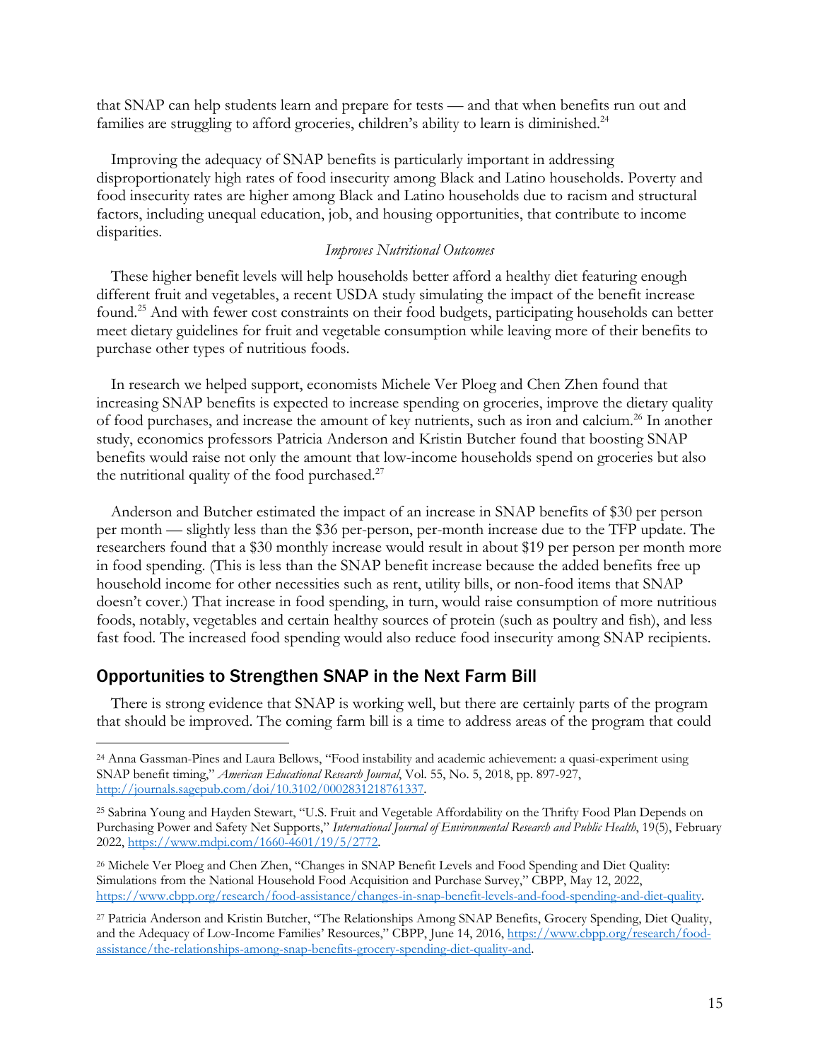that SNAP can help students learn and prepare for tests — and that when benefits run out and families are struggling to afford groceries, children's ability to learn is diminished.[24]

Improving the adequacy of SNAP benefits is particularly important in addressing disproportionately high rates of food insecurity among Black and Latino households. Poverty and food insecurity rates are higher among Black and Latino households due to racism and structural factors, including unequal education, job, and housing opportunities, that contribute to income disparities.

*Improves Nutritional Outcomes*

These higher benefit levels will help households better afford a healthy diet featuring enough different fruit and vegetables, a recent USDA study simulating the impact of the benefit increase found.[25] And with fewer cost constraints on their food budgets, participating households can better meet dietary guidelines for fruit and vegetable consumption while leaving more of their benefits to purchase other types of nutritious foods.

In research we helped support, economists Michele Ver Ploeg and Chen Zhen found that increasing SNAP benefits is expected to increase spending on groceries, improve the dietary quality of food purchases, and increase the amount of key nutrients, such as iron and calcium.[26] In another study, economics professors Patricia Anderson and Kristin Butcher found that boosting SNAP benefits would raise not only the amount that low-income households spend on groceries but also the nutritional quality of the food purchased.[27]

Anderson and Butcher estimated the impact of an increase in SNAP benefits of $30 per person per month — slightly less than the $36 per-person, per-month increase due to the TFP update. The researchers found that a $30 monthly increase would result in about $19 per person per month more in food spending. (This is less than the SNAP benefit increase because the added benefits free up household income for other necessities such as rent, utility bills, or non-food items that SNAP doesn't cover.) That increase in food spending, in turn, would raise consumption of more nutritious foods, notably, vegetables and certain healthy sources of protein (such as poultry and fish), and less fast food. The increased food spending would also reduce food insecurity among SNAP recipients.

## Opportunities to Strengthen SNAP in the Next Farm Bill

There is strong evidence that SNAP is working well, but there are certainly parts of the program that should be improved. The coming farm bill is a time to address areas of the program that could

---

[24] Anna Gassman-Pines and Laura Bellows, "Food instability and academic achievement: a quasi-experiment using SNAP benefit timing," *American Educational Research Journal*, Vol. 55, No. 5, 2018, pp. 897-927, http://journals.sagepub.com/doi/10.3102/0002831218761337.

[25] Sabrina Young and Hayden Stewart, "U.S. Fruit and Vegetable Affordability on the Thrifty Food Plan Depends on Purchasing Power and Safety Net Supports," *International Journal of Environmental Research and Public Health*, 19(5), February 2022, https://www.mdpi.com/1660-4601/19/5/2772.

[26] Michele Ver Ploeg and Chen Zhen, "Changes in SNAP Benefit Levels and Food Spending and Diet Quality: Simulations from the National Household Food Acquisition and Purchase Survey," CBPP, May 12, 2022, https://www.cbpp.org/research/food-assistance/changes-in-snap-benefit-levels-and-food-spending-and-diet-quality.

[27] Patricia Anderson and Kristin Butcher, "The Relationships Among SNAP Benefits, Grocery Spending, Diet Quality, and the Adequacy of Low-Income Families' Resources," CBPP, June 14, 2016, https://www.cbpp.org/research/food-assistance/the-relationships-among-snap-benefits-grocery-spending-diet-quality-and.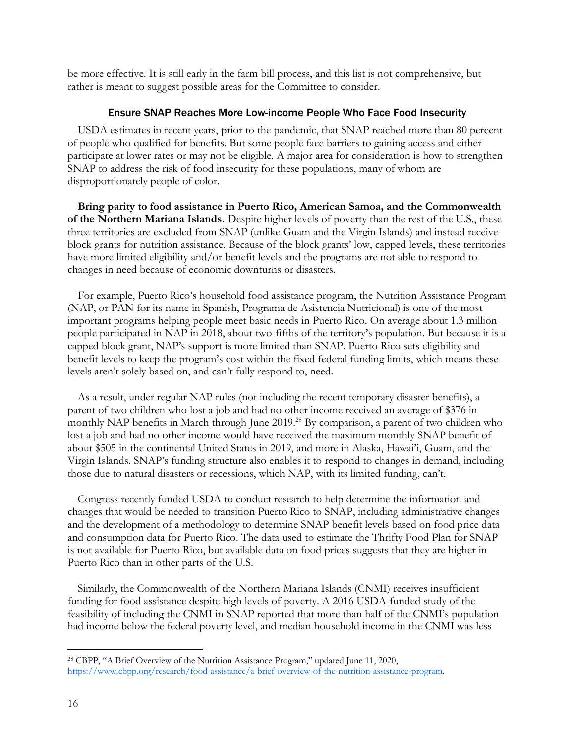be more effective. It is still early in the farm bill process, and this list is not comprehensive, but rather is meant to suggest possible areas for the Committee to consider.

## Ensure SNAP Reaches More Low-income People Who Face Food Insecurity

USDA estimates in recent years, prior to the pandemic, that SNAP reached more than 80 percent of people who qualified for benefits. But some people face barriers to gaining access and either participate at lower rates or may not be eligible. A major area for consideration is how to strengthen SNAP to address the risk of food insecurity for these populations, many of whom are disproportionately people of color.

**Bring parity to food assistance in Puerto Rico, American Samoa, and the Commonwealth of the Northern Mariana Islands.** Despite higher levels of poverty than the rest of the U.S., these three territories are excluded from SNAP (unlike Guam and the Virgin Islands) and instead receive block grants for nutrition assistance. Because of the block grants' low, capped levels, these territories have more limited eligibility and/or benefit levels and the programs are not able to respond to changes in need because of economic downturns or disasters.

For example, Puerto Rico's household food assistance program, the Nutrition Assistance Program (NAP, or PAN for its name in Spanish, Programa de Asistencia Nutricional) is one of the most important programs helping people meet basic needs in Puerto Rico. On average about 1.3 million people participated in NAP in 2018, about two-fifths of the territory's population. But because it is a capped block grant, NAP's support is more limited than SNAP. Puerto Rico sets eligibility and benefit levels to keep the program's cost within the fixed federal funding limits, which means these levels aren't solely based on, and can't fully respond to, need.

As a result, under regular NAP rules (not including the recent temporary disaster benefits), a parent of two children who lost a job and had no other income received an average of $376 in monthly NAP benefits in March through June 2019.[28] By comparison, a parent of two children who lost a job and had no other income would have received the maximum monthly SNAP benefit of about $505 in the continental United States in 2019, and more in Alaska, Hawai'i, Guam, and the Virgin Islands. SNAP's funding structure also enables it to respond to changes in demand, including those due to natural disasters or recessions, which NAP, with its limited funding, can't.

Congress recently funded USDA to conduct research to help determine the information and changes that would be needed to transition Puerto Rico to SNAP, including administrative changes and the development of a methodology to determine SNAP benefit levels based on food price data and consumption data for Puerto Rico. The data used to estimate the Thrifty Food Plan for SNAP is not available for Puerto Rico, but available data on food prices suggests that they are higher in Puerto Rico than in other parts of the U.S.

Similarly, the Commonwealth of the Northern Mariana Islands (CNMI) receives insufficient funding for food assistance despite high levels of poverty. A 2016 USDA-funded study of the feasibility of including the CNMI in SNAP reported that more than half of the CNMI's population had income below the federal poverty level, and median household income in the CNMI was less

---

[28] CBPP, "A Brief Overview of the Nutrition Assistance Program," updated June 11, 2020, https://www.cbpp.org/research/food-assistance/a-brief-overview-of-the-nutrition-assistance-program.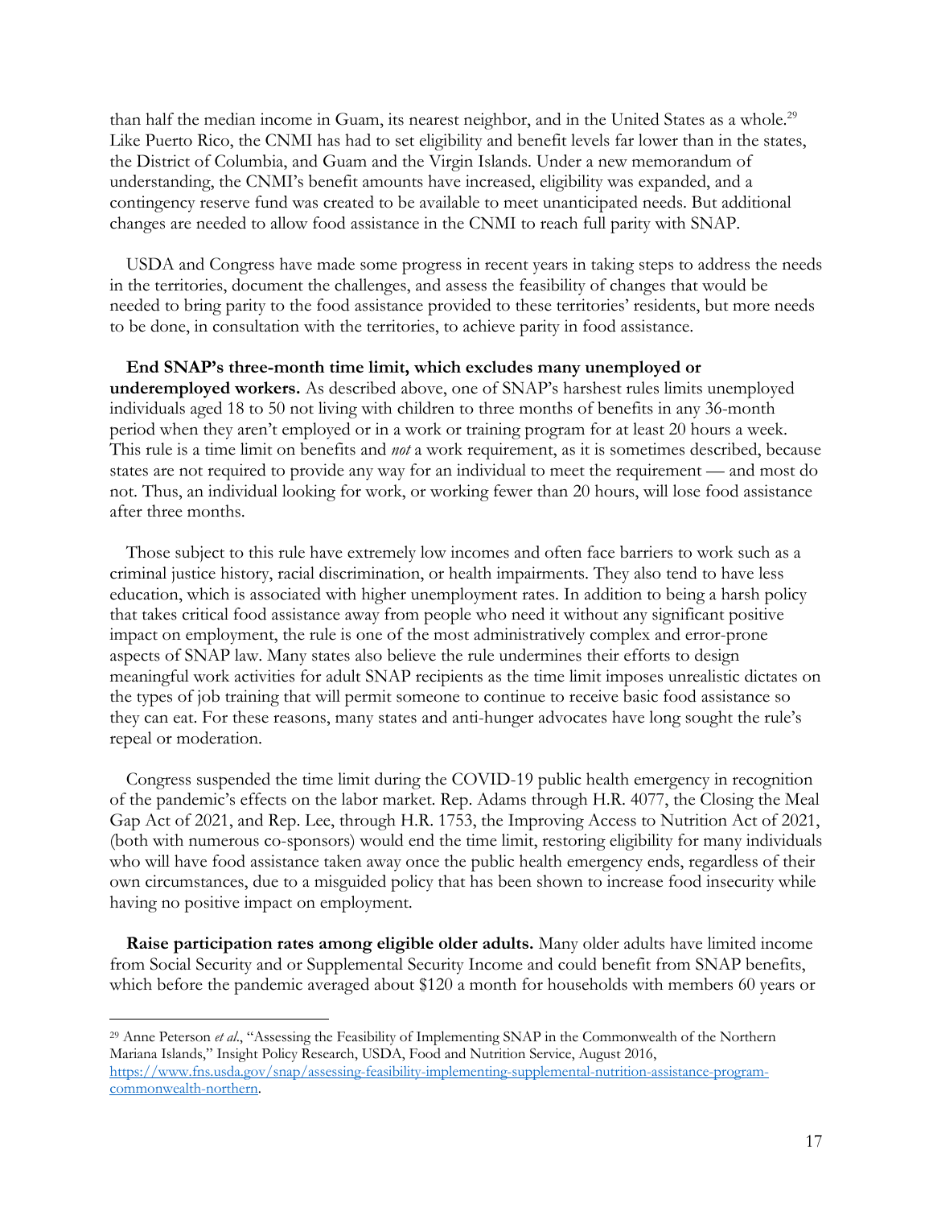than half the median income in Guam, its nearest neighbor, and in the United States as a whole.[29] Like Puerto Rico, the CNMI has had to set eligibility and benefit levels far lower than in the states, the District of Columbia, and Guam and the Virgin Islands. Under a new memorandum of understanding, the CNMI's benefit amounts have increased, eligibility was expanded, and a contingency reserve fund was created to be available to meet unanticipated needs. But additional changes are needed to allow food assistance in the CNMI to reach full parity with SNAP.

USDA and Congress have made some progress in recent years in taking steps to address the needs in the territories, document the challenges, and assess the feasibility of changes that would be needed to bring parity to the food assistance provided to these territories' residents, but more needs to be done, in consultation with the territories, to achieve parity in food assistance.

**End SNAP's three-month time limit, which excludes many unemployed or underemployed workers.** As described above, one of SNAP's harshest rules limits unemployed individuals aged 18 to 50 not living with children to three months of benefits in any 36-month period when they aren't employed or in a work or training program for at least 20 hours a week. This rule is a time limit on benefits and *not* a work requirement, as it is sometimes described, because states are not required to provide any way for an individual to meet the requirement — and most do not. Thus, an individual looking for work, or working fewer than 20 hours, will lose food assistance after three months.

Those subject to this rule have extremely low incomes and often face barriers to work such as a criminal justice history, racial discrimination, or health impairments. They also tend to have less education, which is associated with higher unemployment rates. In addition to being a harsh policy that takes critical food assistance away from people who need it without any significant positive impact on employment, the rule is one of the most administratively complex and error-prone aspects of SNAP law. Many states also believe the rule undermines their efforts to design meaningful work activities for adult SNAP recipients as the time limit imposes unrealistic dictates on the types of job training that will permit someone to continue to receive basic food assistance so they can eat. For these reasons, many states and anti-hunger advocates have long sought the rule's repeal or moderation.

Congress suspended the time limit during the COVID-19 public health emergency in recognition of the pandemic's effects on the labor market. Rep. Adams through H.R. 4077, the Closing the Meal Gap Act of 2021, and Rep. Lee, through H.R. 1753, the Improving Access to Nutrition Act of 2021, (both with numerous co-sponsors) would end the time limit, restoring eligibility for many individuals who will have food assistance taken away once the public health emergency ends, regardless of their own circumstances, due to a misguided policy that has been shown to increase food insecurity while having no positive impact on employment.

**Raise participation rates among eligible older adults.** Many older adults have limited income from Social Security and or Supplemental Security Income and could benefit from SNAP benefits, which before the pandemic averaged about $120 a month for households with members 60 years or

---

[29] Anne Peterson *et al*., "Assessing the Feasibility of Implementing SNAP in the Commonwealth of the Northern Mariana Islands," Insight Policy Research, USDA, Food and Nutrition Service, August 2016, https://www.fns.usda.gov/snap/assessing-feasibility-implementing-supplemental-nutrition-assistance-program-commonwealth-northern.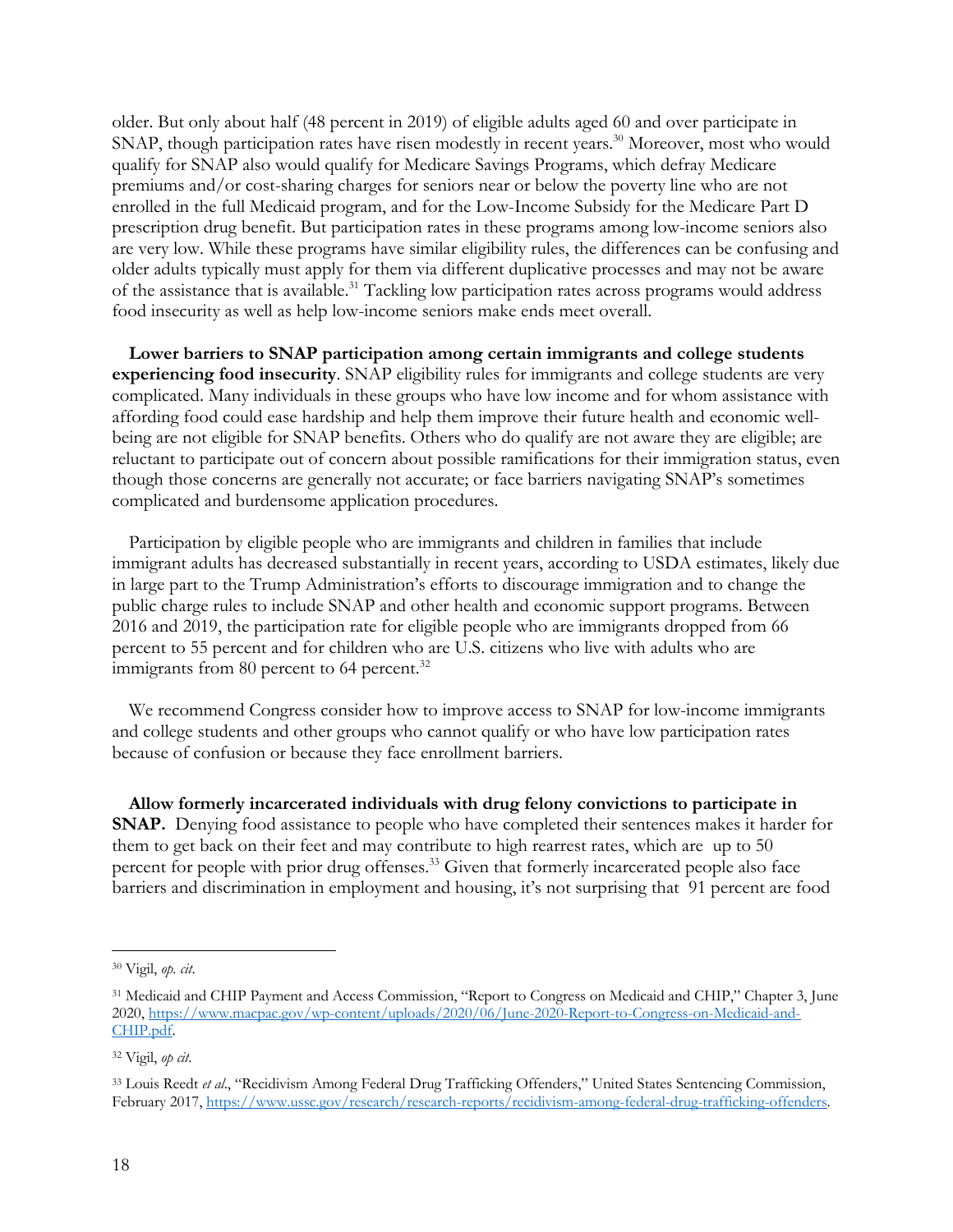older. But only about half (48 percent in 2019) of eligible adults aged 60 and over participate in SNAP, though participation rates have risen modestly in recent years.[30] Moreover, most who would qualify for SNAP also would qualify for Medicare Savings Programs, which defray Medicare premiums and/or cost-sharing charges for seniors near or below the poverty line who are not enrolled in the full Medicaid program, and for the Low-Income Subsidy for the Medicare Part D prescription drug benefit. But participation rates in these programs among low-income seniors also are very low. While these programs have similar eligibility rules, the differences can be confusing and older adults typically must apply for them via different duplicative processes and may not be aware of the assistance that is available.[31] Tackling low participation rates across programs would address food insecurity as well as help low-income seniors make ends meet overall.

**Lower barriers to SNAP participation among certain immigrants and college students experiencing food insecurity**. SNAP eligibility rules for immigrants and college students are very complicated. Many individuals in these groups who have low income and for whom assistance with affording food could ease hardship and help them improve their future health and economic well-being are not eligible for SNAP benefits. Others who do qualify are not aware they are eligible; are reluctant to participate out of concern about possible ramifications for their immigration status, even though those concerns are generally not accurate; or face barriers navigating SNAP's sometimes complicated and burdensome application procedures.

Participation by eligible people who are immigrants and children in families that include immigrant adults has decreased substantially in recent years, according to USDA estimates, likely due in large part to the Trump Administration's efforts to discourage immigration and to change the public charge rules to include SNAP and other health and economic support programs. Between 2016 and 2019, the participation rate for eligible people who are immigrants dropped from 66 percent to 55 percent and for children who are U.S. citizens who live with adults who are immigrants from 80 percent to 64 percent.[32]

We recommend Congress consider how to improve access to SNAP for low-income immigrants and college students and other groups who cannot qualify or who have low participation rates because of confusion or because they face enrollment barriers.

**Allow formerly incarcerated individuals with drug felony convictions to participate in SNAP.** Denying food assistance to people who have completed their sentences makes it harder for them to get back on their feet and may contribute to high rearrest rates, which are up to 50 percent for people with prior drug offenses.[33] Given that formerly incarcerated people also face barriers and discrimination in employment and housing, it's not surprising that 91 percent are food

---

[30] Vigil, *op. cit.*

[31] Medicaid and CHIP Payment and Access Commission, "Report to Congress on Medicaid and CHIP," Chapter 3, June 2020, https://www.macpac.gov/wp-content/uploads/2020/06/June-2020-Report-to-Congress-on-Medicaid-and-CHIP.pdf.

[32] Vigil, *op cit.*

[33] Louis Reedt *et al*., "Recidivism Among Federal Drug Trafficking Offenders," United States Sentencing Commission, February 2017, https://www.ussc.gov/research/research-reports/recidivism-among-federal-drug-trafficking-offenders.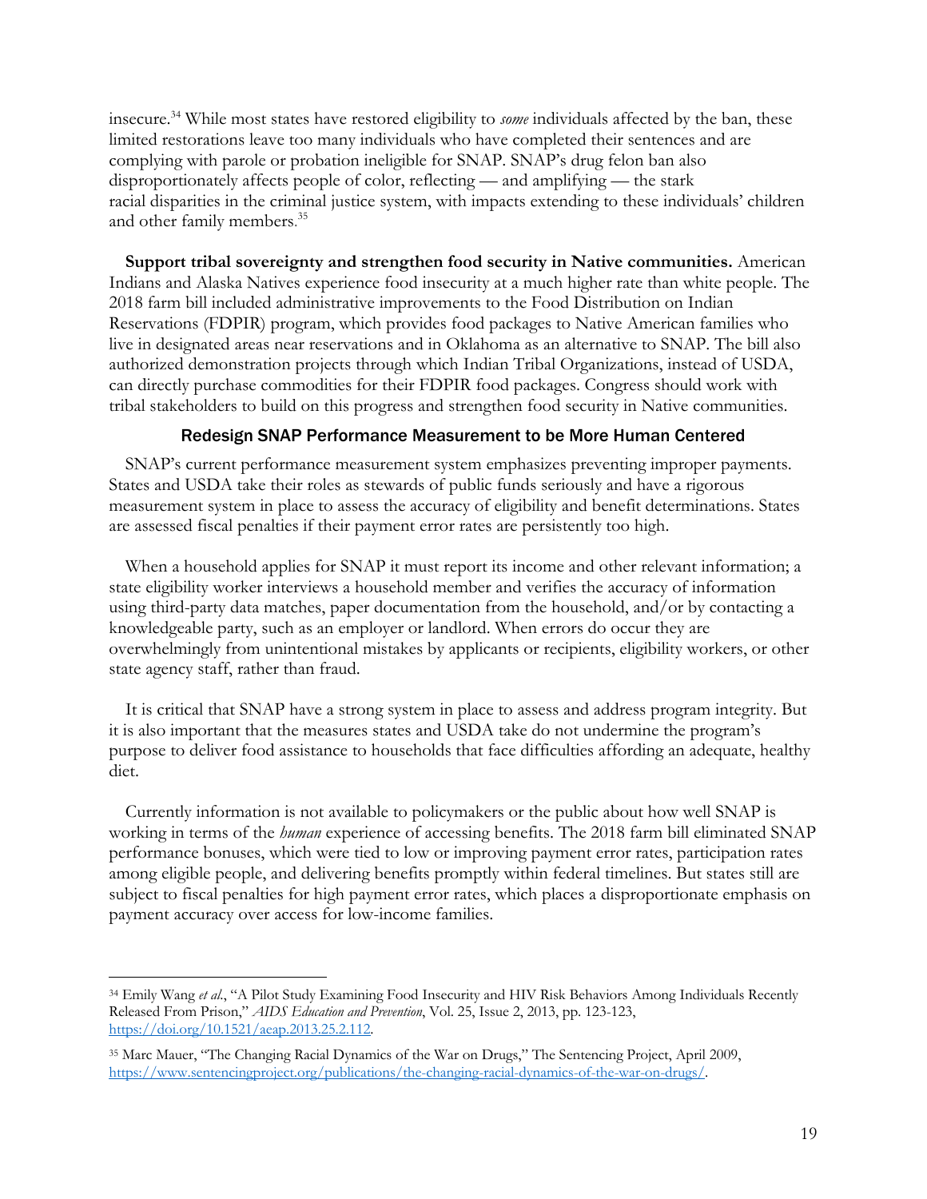insecure.[34] While most states have restored eligibility to *some* individuals affected by the ban, these limited restorations leave too many individuals who have completed their sentences and are complying with parole or probation ineligible for SNAP. SNAP's drug felon ban also disproportionately affects people of color, reflecting — and amplifying — the stark racial disparities in the criminal justice system, with impacts extending to these individuals' children and other family members.[35]

**Support tribal sovereignty and strengthen food security in Native communities.** American Indians and Alaska Natives experience food insecurity at a much higher rate than white people. The 2018 farm bill included administrative improvements to the Food Distribution on Indian Reservations (FDPIR) program, which provides food packages to Native American families who live in designated areas near reservations and in Oklahoma as an alternative to SNAP. The bill also authorized demonstration projects through which Indian Tribal Organizations, instead of USDA, can directly purchase commodities for their FDPIR food packages. Congress should work with tribal stakeholders to build on this progress and strengthen food security in Native communities.

## Redesign SNAP Performance Measurement to be More Human Centered

SNAP's current performance measurement system emphasizes preventing improper payments. States and USDA take their roles as stewards of public funds seriously and have a rigorous measurement system in place to assess the accuracy of eligibility and benefit determinations. States are assessed fiscal penalties if their payment error rates are persistently too high.

When a household applies for SNAP it must report its income and other relevant information; a state eligibility worker interviews a household member and verifies the accuracy of information using third-party data matches, paper documentation from the household, and/or by contacting a knowledgeable party, such as an employer or landlord. When errors do occur they are overwhelmingly from unintentional mistakes by applicants or recipients, eligibility workers, or other state agency staff, rather than fraud.

It is critical that SNAP have a strong system in place to assess and address program integrity. But it is also important that the measures states and USDA take do not undermine the program's purpose to deliver food assistance to households that face difficulties affording an adequate, healthy diet.

Currently information is not available to policymakers or the public about how well SNAP is working in terms of the *human* experience of accessing benefits. The 2018 farm bill eliminated SNAP performance bonuses, which were tied to low or improving payment error rates, participation rates among eligible people, and delivering benefits promptly within federal timelines. But states still are subject to fiscal penalties for high payment error rates, which places a disproportionate emphasis on payment accuracy over access for low-income families.

---

[34] Emily Wang *et al.*, "A Pilot Study Examining Food Insecurity and HIV Risk Behaviors Among Individuals Recently Released From Prison," *AIDS Education and Prevention*, Vol. 25, Issue 2, 2013, pp. 123-123, https://doi.org/10.1521/aeap.2013.25.2.112.

[35] Marc Mauer, "The Changing Racial Dynamics of the War on Drugs," The Sentencing Project, April 2009, https://www.sentencingproject.org/publications/the-changing-racial-dynamics-of-the-war-on-drugs/.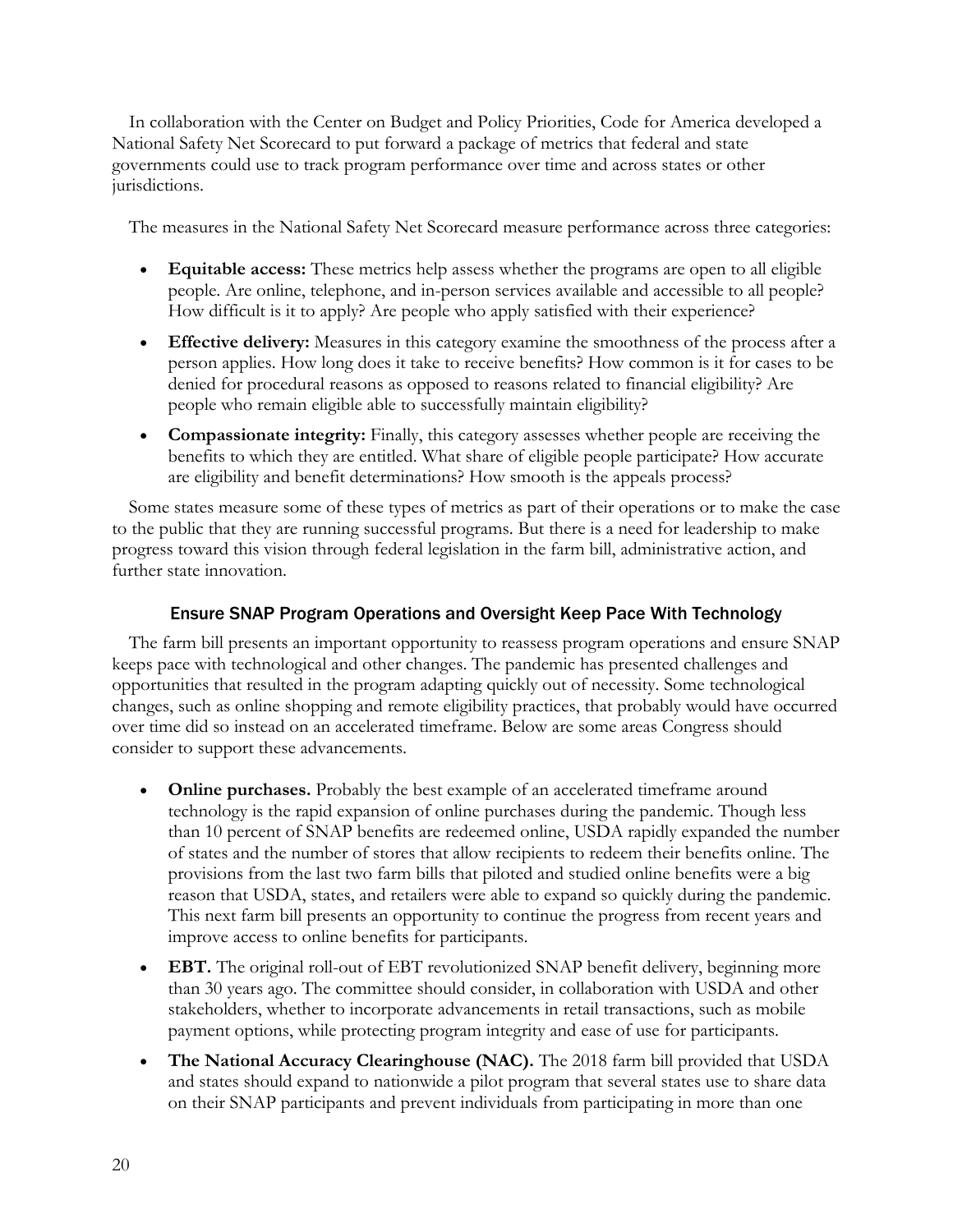In collaboration with the Center on Budget and Policy Priorities, Code for America developed a National Safety Net Scorecard to put forward a package of metrics that federal and state governments could use to track program performance over time and across states or other jurisdictions.

The measures in the National Safety Net Scorecard measure performance across three categories:

- **Equitable access:** These metrics help assess whether the programs are open to all eligible people. Are online, telephone, and in-person services available and accessible to all people? How difficult is it to apply? Are people who apply satisfied with their experience?
- **Effective delivery:** Measures in this category examine the smoothness of the process after a person applies. How long does it take to receive benefits? How common is it for cases to be denied for procedural reasons as opposed to reasons related to financial eligibility? Are people who remain eligible able to successfully maintain eligibility?
- **Compassionate integrity:** Finally, this category assesses whether people are receiving the benefits to which they are entitled. What share of eligible people participate? How accurate are eligibility and benefit determinations? How smooth is the appeals process?

Some states measure some of these types of metrics as part of their operations or to make the case to the public that they are running successful programs. But there is a need for leadership to make progress toward this vision through federal legislation in the farm bill, administrative action, and further state innovation.

### Ensure SNAP Program Operations and Oversight Keep Pace With Technology

The farm bill presents an important opportunity to reassess program operations and ensure SNAP keeps pace with technological and other changes. The pandemic has presented challenges and opportunities that resulted in the program adapting quickly out of necessity. Some technological changes, such as online shopping and remote eligibility practices, that probably would have occurred over time did so instead on an accelerated timeframe. Below are some areas Congress should consider to support these advancements.

- **Online purchases.** Probably the best example of an accelerated timeframe around technology is the rapid expansion of online purchases during the pandemic. Though less than 10 percent of SNAP benefits are redeemed online, USDA rapidly expanded the number of states and the number of stores that allow recipients to redeem their benefits online. The provisions from the last two farm bills that piloted and studied online benefits were a big reason that USDA, states, and retailers were able to expand so quickly during the pandemic. This next farm bill presents an opportunity to continue the progress from recent years and improve access to online benefits for participants.
- **EBT.** The original roll-out of EBT revolutionized SNAP benefit delivery, beginning more than 30 years ago. The committee should consider, in collaboration with USDA and other stakeholders, whether to incorporate advancements in retail transactions, such as mobile payment options, while protecting program integrity and ease of use for participants.
- **The National Accuracy Clearinghouse (NAC).** The 2018 farm bill provided that USDA and states should expand to nationwide a pilot program that several states use to share data on their SNAP participants and prevent individuals from participating in more than one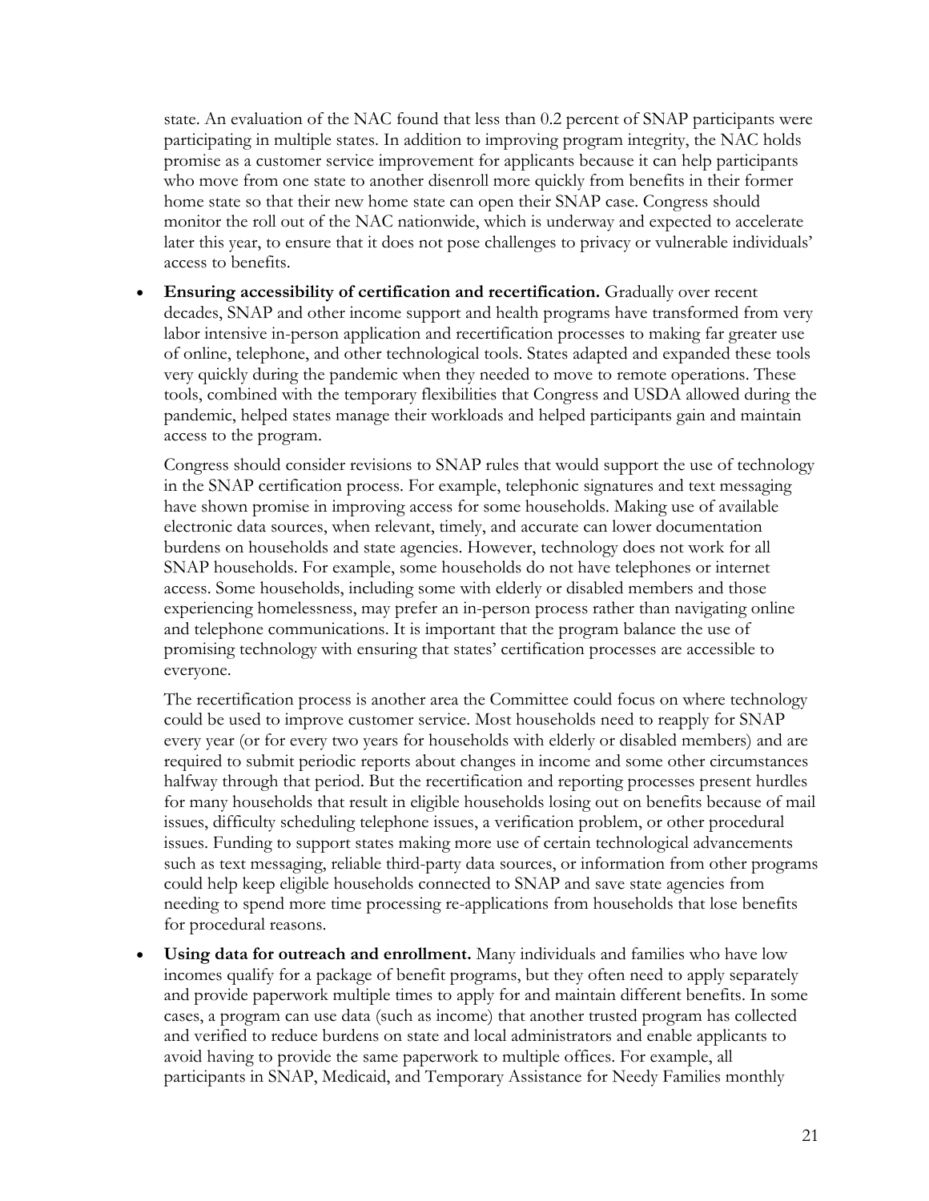state. An evaluation of the NAC found that less than 0.2 percent of SNAP participants were participating in multiple states. In addition to improving program integrity, the NAC holds promise as a customer service improvement for applicants because it can help participants who move from one state to another disenroll more quickly from benefits in their former home state so that their new home state can open their SNAP case. Congress should monitor the roll out of the NAC nationwide, which is underway and expected to accelerate later this year, to ensure that it does not pose challenges to privacy or vulnerable individuals' access to benefits.

- **Ensuring accessibility of certification and recertification.** Gradually over recent decades, SNAP and other income support and health programs have transformed from very labor intensive in-person application and recertification processes to making far greater use of online, telephone, and other technological tools. States adapted and expanded these tools very quickly during the pandemic when they needed to move to remote operations. These tools, combined with the temporary flexibilities that Congress and USDA allowed during the pandemic, helped states manage their workloads and helped participants gain and maintain access to the program.

  Congress should consider revisions to SNAP rules that would support the use of technology in the SNAP certification process. For example, telephonic signatures and text messaging have shown promise in improving access for some households. Making use of available electronic data sources, when relevant, timely, and accurate can lower documentation burdens on households and state agencies. However, technology does not work for all SNAP households. For example, some households do not have telephones or internet access. Some households, including some with elderly or disabled members and those experiencing homelessness, may prefer an in-person process rather than navigating online and telephone communications. It is important that the program balance the use of promising technology with ensuring that states' certification processes are accessible to everyone.

  The recertification process is another area the Committee could focus on where technology could be used to improve customer service. Most households need to reapply for SNAP every year (or for every two years for households with elderly or disabled members) and are required to submit periodic reports about changes in income and some other circumstances halfway through that period. But the recertification and reporting processes present hurdles for many households that result in eligible households losing out on benefits because of mail issues, difficulty scheduling telephone issues, a verification problem, or other procedural issues. Funding to support states making more use of certain technological advancements such as text messaging, reliable third-party data sources, or information from other programs could help keep eligible households connected to SNAP and save state agencies from needing to spend more time processing re-applications from households that lose benefits for procedural reasons.

- **Using data for outreach and enrollment.** Many individuals and families who have low incomes qualify for a package of benefit programs, but they often need to apply separately and provide paperwork multiple times to apply for and maintain different benefits. In some cases, a program can use data (such as income) that another trusted program has collected and verified to reduce burdens on state and local administrators and enable applicants to avoid having to provide the same paperwork to multiple offices. For example, all participants in SNAP, Medicaid, and Temporary Assistance for Needy Families monthly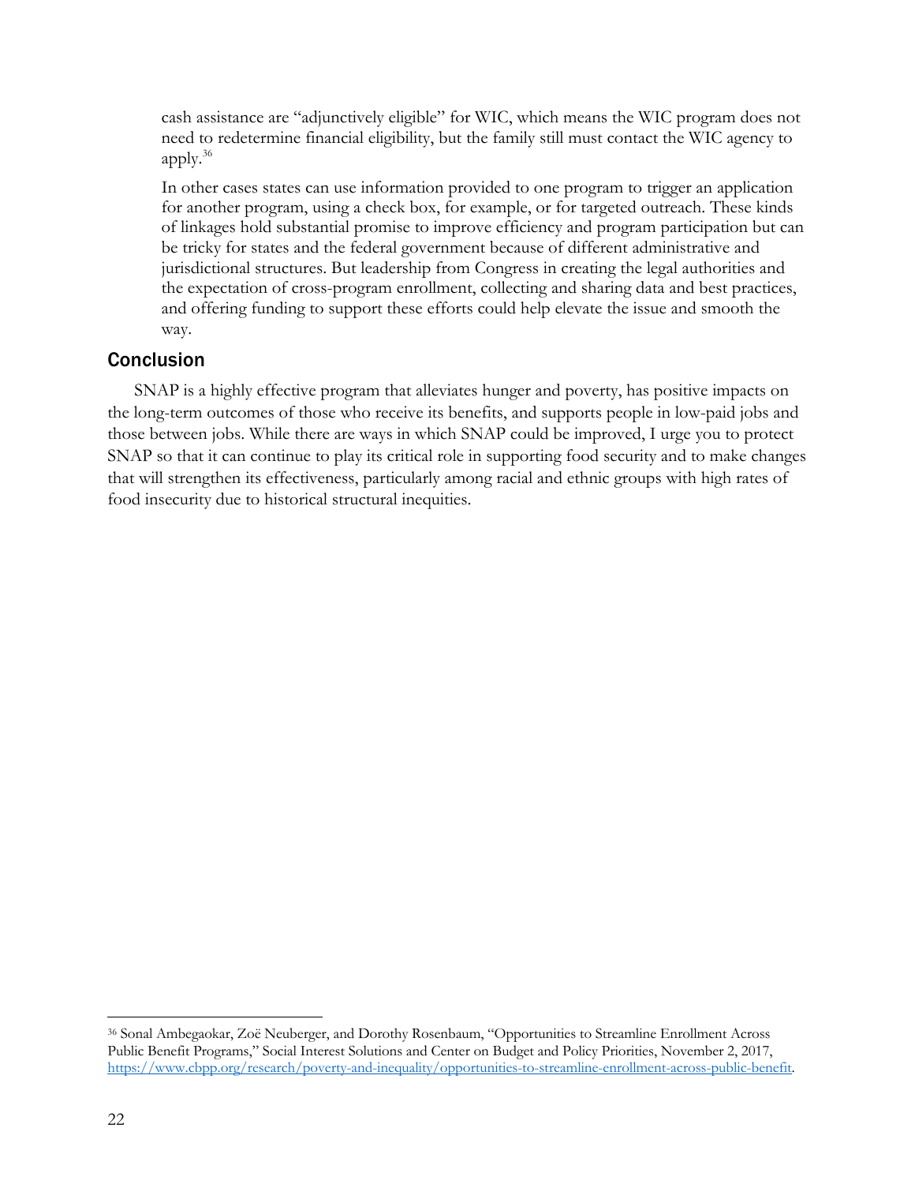cash assistance are "adjunctively eligible" for WIC, which means the WIC program does not need to redetermine financial eligibility, but the family still must contact the WIC agency to apply.[36]

In other cases states can use information provided to one program to trigger an application for another program, using a check box, for example, or for targeted outreach. These kinds of linkages hold substantial promise to improve efficiency and program participation but can be tricky for states and the federal government because of different administrative and jurisdictional structures. But leadership from Congress in creating the legal authorities and the expectation of cross-program enrollment, collecting and sharing data and best practices, and offering funding to support these efforts could help elevate the issue and smooth the way.

## Conclusion

SNAP is a highly effective program that alleviates hunger and poverty, has positive impacts on the long-term outcomes of those who receive its benefits, and supports people in low-paid jobs and those between jobs. While there are ways in which SNAP could be improved, I urge you to protect SNAP so that it can continue to play its critical role in supporting food security and to make changes that will strengthen its effectiveness, particularly among racial and ethnic groups with high rates of food insecurity due to historical structural inequities.

---

[36] Sonal Ambegaokar, Zoë Neuberger, and Dorothy Rosenbaum, "Opportunities to Streamline Enrollment Across Public Benefit Programs," Social Interest Solutions and Center on Budget and Policy Priorities, November 2, 2017, https://www.cbpp.org/research/poverty-and-inequality/opportunities-to-streamline-enrollment-across-public-benefit.